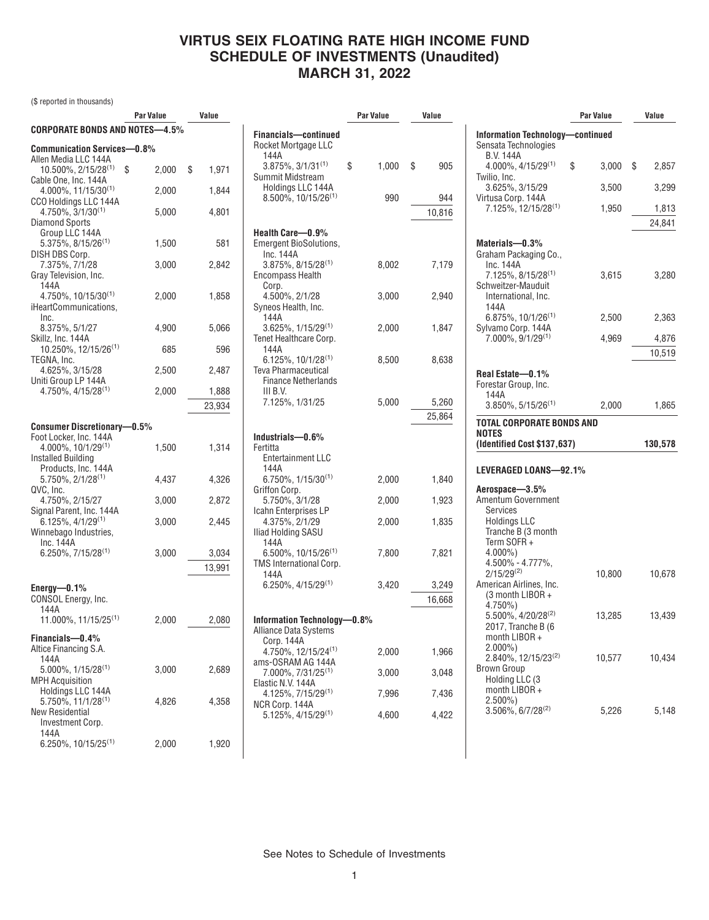# VIRTUS SEIX FLOATING RATE HIGH INCOME FUND
# SCHEDULE OF INVESTMENTS (Unaudited)
# MARCH 31, 2022

($ reported in thousands)

| | Par Value | Value |
|---|---|---|
| **CORPORATE BONDS AND NOTES—4.5%** | | |
| **Communication Services—0.8%** | | |
| Allen Media LLC 144A 10.500%, 2/15/28[(1)] | $ 2,000 | $ 1,971 |
| Cable One, Inc. 144A 4.000%, 11/15/30[(1)] | 2,000 | 1,844 |
| CCO Holdings LLC 144A 4.750%, 3/1/30[(1)] | 5,000 | 4,801 |
| Diamond Sports Group LLC 144A 5.375%, 8/15/26[(1)] | 1,500 | 581 |
| DISH DBS Corp. 7.375%, 7/1/28 | 3,000 | 2,842 |
| Gray Television, Inc. 144A 4.750%, 10/15/30[(1)] | 2,000 | 1,858 |
| iHeartCommunications, Inc. 8.375%, 5/1/27 | 4,900 | 5,066 |
| Skillz, Inc. 144A 10.250%, 12/15/26[(1)] | 685 | 596 |
| TEGNA, Inc. 4.625%, 3/15/28 | 2,500 | 2,487 |
| Uniti Group LP 144A 4.750%, 4/15/28[(1)] | 2,000 | 1,888 |
| | | 23,934 |
| **Consumer Discretionary—0.5%** | | |
| Foot Locker, Inc. 144A 4.000%, 10/1/29[(1)] | 1,500 | 1,314 |
| Installed Building Products, Inc. 144A 5.750%, 2/1/28[(1)] | 4,437 | 4,326 |
| QVC, Inc. 4.750%, 2/15/27 | 3,000 | 2,872 |
| Signal Parent, Inc. 144A 6.125%, 4/1/29[(1)] | 3,000 | 2,445 |
| Winnebago Industries, Inc. 144A 6.250%, 7/15/28[(1)] | 3,000 | 3,034 |
| | | 13,991 |
| **Energy—0.1%** | | |
| CONSOL Energy, Inc. 144A 11.000%, 11/15/25[(1)] | 2,000 | 2,080 |
| **Financials—0.4%** | | |
| Altice Financing S.A. 144A 5.000%, 1/15/28[(1)] | 3,000 | 2,689 |
| MPH Acquisition Holdings LLC 144A 5.750%, 11/1/28[(1)] | 4,826 | 4,358 |
| New Residential Investment Corp. 144A 6.250%, 10/15/25[(1)] | 2,000 | 1,920 |
| **Financials—continued** | | |
| Rocket Mortgage LLC 144A 3.875%, 3/1/31[(1)] | $ 1,000 | $ 905 |
| Summit Midstream Holdings LLC 144A 8.500%, 10/15/26[(1)] | 990 | 944 |
| | | 10,816 |
| **Health Care—0.9%** | | |
| Emergent BioSolutions, Inc. 144A 3.875%, 8/15/28[(1)] | 8,002 | 7,179 |
| Encompass Health Corp. 4.500%, 2/1/28 | 3,000 | 2,940 |
| Syneos Health, Inc. 144A 3.625%, 1/15/29[(1)] | 2,000 | 1,847 |
| Tenet Healthcare Corp. 144A 6.125%, 10/1/28[(1)] | 8,500 | 8,638 |
| Teva Pharmaceutical Finance Netherlands III B.V. 7.125%, 1/31/25 | 5,000 | 5,260 |
| | | 25,864 |
| **Industrials—0.6%** | | |
| Fertitta Entertainment LLC 144A 6.750%, 1/15/30[(1)] | 2,000 | 1,840 |
| Griffon Corp. 5.750%, 3/1/28 | 2,000 | 1,923 |
| Icahn Enterprises LP 4.375%, 2/1/29 | 2,000 | 1,835 |
| Iliad Holding SASU 144A 6.500%, 10/15/26[(1)] | 7,800 | 7,821 |
| TMS International Corp. 144A 6.250%, 4/15/29[(1)] | 3,420 | 3,249 |
| | | 16,668 |
| **Information Technology—0.8%** | | |
| Alliance Data Systems Corp. 144A 4.750%, 12/15/24[(1)] | 2,000 | 1,966 |
| ams-OSRAM AG 144A 7.000%, 7/31/25[(1)] | 3,000 | 3,048 |
| Elastic N.V. 144A 4.125%, 7/15/29[(1)] | 7,996 | 7,436 |
| NCR Corp. 144A 5.125%, 4/15/29[(1)] | 4,600 | 4,422 |
| **Information Technology—continued** | | |
| Sensata Technologies B.V. 144A 4.000%, 4/15/29[(1)] | $ 3,000 | $ 2,857 |
| Twilio, Inc. 3.625%, 3/15/29 | 3,500 | 3,299 |
| Virtusa Corp. 144A 7.125%, 12/15/28[(1)] | 1,950 | 1,813 |
| | | 24,841 |
| **Materials—0.3%** | | |
| Graham Packaging Co., Inc. 144A 7.125%, 8/15/28[(1)] | 3,615 | 3,280 |
| Schweitzer-Mauduit International, Inc. 144A 6.875%, 10/1/26[(1)] | 2,500 | 2,363 |
| Sylvamo Corp. 144A 7.000%, 9/1/29[(1)] | 4,969 | 4,876 |
| | | 10,519 |
| **Real Estate—0.1%** | | |
| Forestar Group, Inc. 144A 3.850%, 5/15/26[(1)] | 2,000 | 1,865 |
| **TOTAL CORPORATE BONDS AND NOTES (Identified Cost $137,637)** | | **130,578** |
| **LEVERAGED LOANS—92.1%** | | |
| **Aerospace—3.5%** | | |
| Amentum Government Services Holdings LLC Tranche B (3 month Term SOFR + 4.000%) 4.500% - 4.777%, 2/15/29[(2)] | 10,800 | 10,678 |
| American Airlines, Inc. (3 month LIBOR + 4.750%) 5.500%, 4/20/28[(2)] | 13,285 | 13,439 |
| 2017, Tranche B (6 month LIBOR + 2.000%) 2.840%, 12/15/23[(2)] | 10,577 | 10,434 |
| Brown Group Holding LLC (3 month LIBOR + 2.500%) 3.506%, 6/7/28[(2)] | 5,226 | 5,148 |

See Notes to Schedule of Investments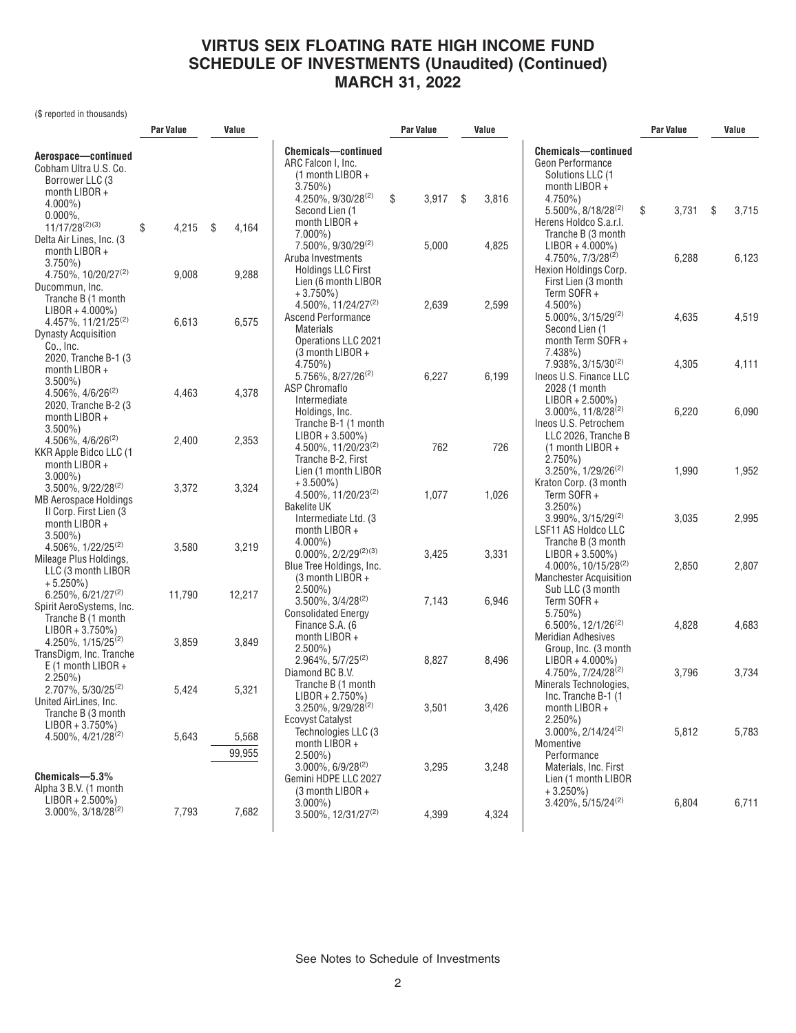# VIRTUS SEIX FLOATING RATE HIGH INCOME FUND
# SCHEDULE OF INVESTMENTS (Unaudited) (Continued)
# MARCH 31, 2022

($ reported in thousands)

| | Par Value | Value |
|---|---|---|
| **Aerospace—continued** | | |
| Cobham Ultra U.S. Co. Borrower LLC (3 month LIBOR + 4.000%) 0.000%, 11/17/28[(2)(3)] | $ 4,215 | $ 4,164 |
| Delta Air Lines, Inc. (3 month LIBOR + 3.750%) 4.750%, 10/20/27[(2)] | 9,008 | 9,288 |
| Ducommun, Inc. Tranche B (1 month LIBOR + 4.000%) 4.457%, 11/21/25[(2)] | 6,613 | 6,575 |
| Dynasty Acquisition Co., Inc. | | |
| 2020, Tranche B-1 (3 month LIBOR + 3.500%) 4.506%, 4/6/26[(2)] | 4,463 | 4,378 |
| 2020, Tranche B-2 (3 month LIBOR + 3.500%) 4.506%, 4/6/26[(2)] | 2,400 | 2,353 |
| KKR Apple Bidco LLC (1 month LIBOR + 3.000%) 3.500%, 9/22/28[(2)] | 3,372 | 3,324 |
| MB Aerospace Holdings II Corp. First Lien (3 month LIBOR + 3.500%) 4.506%, 1/22/25[(2)] | 3,580 | 3,219 |
| Mileage Plus Holdings, LLC (3 month LIBOR + 5.250%) 6.250%, 6/21/27[(2)] | 11,790 | 12,217 |
| Spirit AeroSystems, Inc. Tranche B (1 month LIBOR + 3.750%) 4.250%, 1/15/25[(2)] | 3,859 | 3,849 |
| TransDigm, Inc. Tranche E (1 month LIBOR + 2.250%) 2.707%, 5/30/25[(2)] | 5,424 | 5,321 |
| United AirLines, Inc. Tranche B (3 month LIBOR + 3.750%) 4.500%, 4/21/28[(2)] | 5,643 | 5,568 |
| | | 99,955 |
| **Chemicals—5.3%** | | |
| Alpha 3 B.V. (1 month LIBOR + 2.500%) 3.000%, 3/18/28[(2)] | 7,793 | 7,682 |
| **Chemicals—continued** | | |
| ARC Falcon I, Inc. | | |
| (1 month LIBOR + 3.750%) 4.250%, 9/30/28[(2)] | $ 3,917 | $ 3,816 |
| Second Lien (1 month LIBOR + 7.000%) 7.500%, 9/30/29[(2)] | 5,000 | 4,825 |
| Aruba Investments Holdings LLC First Lien (6 month LIBOR + 3.750%) 4.500%, 11/24/27[(2)] | 2,639 | 2,599 |
| Ascend Performance Materials Operations LLC 2021 (3 month LIBOR + 4.750%) 5.756%, 8/27/26[(2)] | 6,227 | 6,199 |
| ASP Chromaflo Intermediate Holdings, Inc. | | |
| Tranche B-1 (1 month LIBOR + 3.500%) 4.500%, 11/20/23[(2)] | 762 | 726 |
| Tranche B-2, First Lien (1 month LIBOR + 3.500%) 4.500%, 11/20/23[(2)] | 1,077 | 1,026 |
| Bakelite UK Intermediate Ltd. (3 month LIBOR + 4.000%) 0.000%, 2/2/29[(2)(3)] | 3,425 | 3,331 |
| Blue Tree Holdings, Inc. (3 month LIBOR + 2.500%) 3.500%, 3/4/28[(2)] | 7,143 | 6,946 |
| Consolidated Energy Finance S.A. (6 month LIBOR + 2.500%) 2.964%, 5/7/25[(2)] | 8,827 | 8,496 |
| Diamond BC B.V. Tranche B (1 month LIBOR + 2.750%) 3.250%, 9/29/28[(2)] | 3,501 | 3,426 |
| Ecovyst Catalyst Technologies LLC (3 month LIBOR + 2.500%) 3.000%, 6/9/28[(2)] | 3,295 | 3,248 |
| Gemini HDPE LLC 2027 (3 month LIBOR + 3.000%) 3.500%, 12/31/27[(2)] | 4,399 | 4,324 |
| **Chemicals—continued** | | |
| Geon Performance Solutions LLC (1 month LIBOR + 4.750%) 5.500%, 8/18/28[(2)] | $ 3,731 | $ 3,715 |
| Herens Holdco S.a.r.l. Tranche B (3 month LIBOR + 4.000%) 4.750%, 7/3/28[(2)] | 6,288 | 6,123 |
| Hexion Holdings Corp. | | |
| First Lien (3 month Term SOFR + 4.500%) 5.000%, 3/15/29[(2)] | 4,635 | 4,519 |
| Second Lien (1 month Term SOFR + 7.438%) 7.938%, 3/15/30[(2)] | 4,305 | 4,111 |
| Ineos U.S. Finance LLC 2028 (1 month LIBOR + 2.500%) 3.000%, 11/8/28[(2)] | 6,220 | 6,090 |
| Ineos U.S. Petrochem LLC 2026, Tranche B (1 month LIBOR + 2.750%) 3.250%, 1/29/26[(2)] | 1,990 | 1,952 |
| Kraton Corp. (3 month Term SOFR + 3.250%) 3.990%, 3/15/29[(2)] | 3,035 | 2,995 |
| LSF11 AS Holdco LLC Tranche B (3 month LIBOR + 3.500%) 4.000%, 10/15/28[(2)] | 2,850 | 2,807 |
| Manchester Acquisition Sub LLC (3 month Term SOFR + 5.750%) 6.500%, 12/1/26[(2)] | 4,828 | 4,683 |
| Meridian Adhesives Group, Inc. (3 month LIBOR + 4.000%) 4.750%, 7/24/28[(2)] | 3,796 | 3,734 |
| Minerals Technologies, Inc. Tranche B-1 (1 month LIBOR + 2.250%) 3.000%, 2/14/24[(2)] | 5,812 | 5,783 |
| Momentive Performance Materials, Inc. First Lien (1 month LIBOR + 3.250%) 3.420%, 5/15/24[(2)] | 6,804 | 6,711 |

See Notes to Schedule of Investments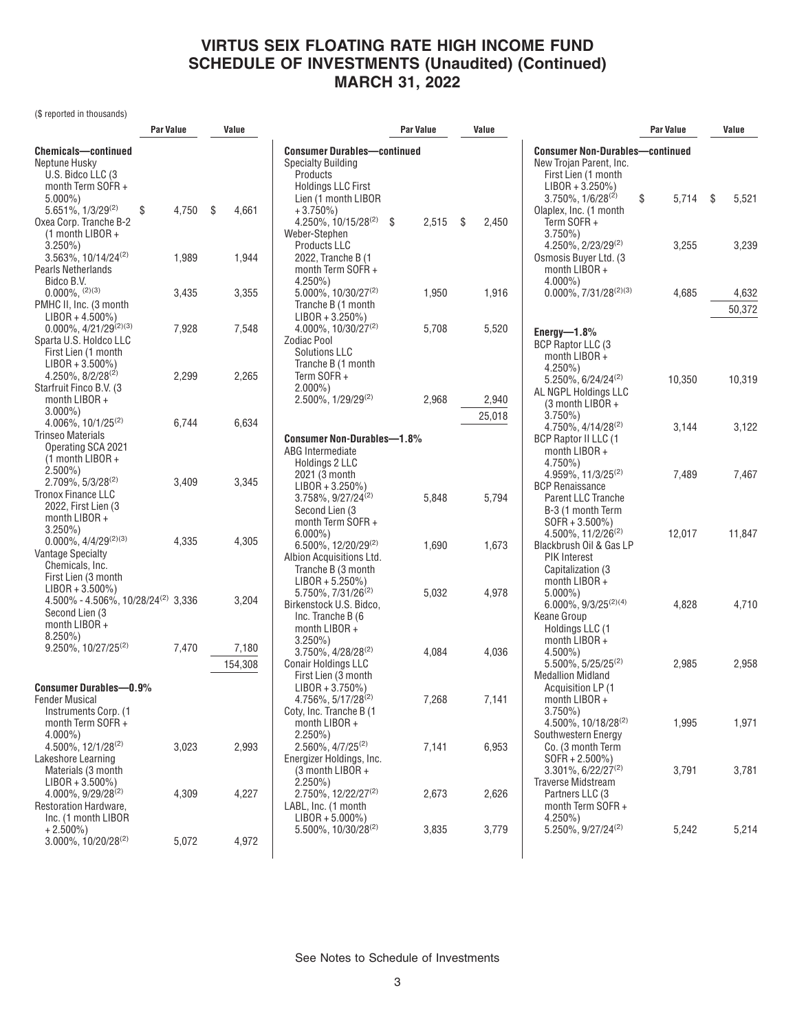# VIRTUS SEIX FLOATING RATE HIGH INCOME FUND
# SCHEDULE OF INVESTMENTS (Unaudited) (Continued)
# MARCH 31, 2022

($ reported in thousands)

| | Par Value | Value |
|---|---|---|
| **Chemicals—continued** | | |
| Neptune Husky U.S. Bidco LLC (3 month Term SOFR + 5.000%) 5.651%, 1/3/29[(2)] | $ 4,750 | $ 4,661 |
| Oxea Corp. Tranche B-2 (1 month LIBOR + 3.250%) 3.563%, 10/14/24[(2)] | 1,989 | 1,944 |
| Pearls Netherlands Bidco B.V. 0.000%, [(2)(3)] | 3,435 | 3,355 |
| PMHC II, Inc. (3 month LIBOR + 4.500%) 0.000%, 4/21/29[(2)(3)] | 7,928 | 7,548 |
| Sparta U.S. Holdco LLC First Lien (1 month LIBOR + 3.500%) 4.250%, 8/2/28[(2)] | 2,299 | 2,265 |
| Starfruit Finco B.V. (3 month LIBOR + 3.000%) 4.006%, 10/1/25[(2)] | 6,744 | 6,634 |
| Trinseo Materials Operating SCA 2021 (1 month LIBOR + 2.500%) 2.709%, 5/3/28[(2)] | 3,409 | 3,345 |
| Tronox Finance LLC 2022, First Lien (3 month LIBOR + 3.250%) 0.000%, 4/4/29[(2)(3)] | 4,335 | 4,305 |
| Vantage Specialty Chemicals, Inc. First Lien (3 month LIBOR + 3.500%) 4.500% - 4.506%, 10/28/24[(2)] | 3,336 | 3,204 |
| Second Lien (3 month LIBOR + 8.250%) 9.250%, 10/27/25[(2)] | 7,470 | 7,180 |
| | | 154,308 |
| **Consumer Durables—0.9%** | | |
| Fender Musical Instruments Corp. (1 month Term SOFR + 4.000%) 4.500%, 12/1/28[(2)] | 3,023 | 2,993 |
| Lakeshore Learning Materials (3 month LIBOR + 3.500%) 4.000%, 9/29/28[(2)] | 4,309 | 4,227 |
| Restoration Hardware, Inc. (1 month LIBOR + 2.500%) 3.000%, 10/20/28[(2)] | 5,072 | 4,972 |
| **Consumer Durables—continued** | | |
| Specialty Building Products Holdings LLC First Lien (1 month LIBOR + 3.750%) 4.250%, 10/15/28[(2)] | $ 2,515 | $ 2,450 |
| Weber-Stephen Products LLC 2022, Tranche B (1 month Term SOFR + 4.250%) 5.000%, 10/30/27[(2)] | 1,950 | 1,916 |
| Tranche B (1 month LIBOR + 3.250%) 4.000%, 10/30/27[(2)] | 5,708 | 5,520 |
| Zodiac Pool Solutions LLC Tranche B (1 month Term SOFR + 2.000%) 2.500%, 1/29/29[(2)] | 2,968 | 2,940 |
| | | 25,018 |
| **Consumer Non-Durables—1.8%** | | |
| ABG Intermediate Holdings 2 LLC 2021 (3 month LIBOR + 3.250%) 3.758%, 9/27/24[(2)] | 5,848 | 5,794 |
| Second Lien (3 month Term SOFR + 6.000%) 6.500%, 12/20/29[(2)] | 1,690 | 1,673 |
| Albion Acquisitions Ltd. Tranche B (3 month LIBOR + 5.250%) 5.750%, 7/31/26[(2)] | 5,032 | 4,978 |
| Birkenstock U.S. Bidco, Inc. Tranche B (6 month LIBOR + 3.250%) 3.750%, 4/28/28[(2)] | 4,084 | 4,036 |
| Conair Holdings LLC First Lien (3 month LIBOR + 3.750%) 4.756%, 5/17/28[(2)] | 7,268 | 7,141 |
| Coty, Inc. Tranche B (1 month LIBOR + 2.250%) 2.560%, 4/7/25[(2)] | 7,141 | 6,953 |
| Energizer Holdings, Inc. (3 month LIBOR + 2.250%) 2.750%, 12/22/27[(2)] | 2,673 | 2,626 |
| LABL, Inc. (1 month LIBOR + 5.000%) 5.500%, 10/30/28[(2)] | 3,835 | 3,779 |
| **Consumer Non-Durables—continued** | | |
| New Trojan Parent, Inc. First Lien (1 month LIBOR + 3.250%) 3.750%, 1/6/28[(2)] | $ 5,714 | $ 5,521 |
| Olaplex, Inc. (1 month Term SOFR + 3.750%) 4.250%, 2/23/29[(2)] | 3,255 | 3,239 |
| Osmosis Buyer Ltd. (3 month LIBOR + 4.000%) 0.000%, 7/31/28[(2)(3)] | 4,685 | 4,632 |
| | | 50,372 |
| **Energy—1.8%** | | |
| BCP Raptor LLC (3 month LIBOR + 4.250%) 5.250%, 6/24/24[(2)] | 10,350 | 10,319 |
| AL NGPL Holdings LLC (3 month LIBOR + 3.750%) 4.750%, 4/14/28[(2)] | 3,144 | 3,122 |
| BCP Raptor II LLC (1 month LIBOR + 4.750%) 4.959%, 11/3/25[(2)] | 7,489 | 7,467 |
| BCP Renaissance Parent LLC Tranche B-3 (1 month Term SOFR + 3.500%) 4.500%, 11/2/26[(2)] | 12,017 | 11,847 |
| Blackbrush Oil & Gas LP PIK Interest Capitalization (3 month LIBOR + 5.000%) 6.000%, 9/3/25[(2)(4)] | 4,828 | 4,710 |
| Keane Group Holdings LLC (1 month LIBOR + 4.500%) 5.500%, 5/25/25[(2)] | 2,985 | 2,958 |
| Medallion Midland Acquisition LP (1 month LIBOR + 3.750%) 4.500%, 10/18/28[(2)] | 1,995 | 1,971 |
| Southwestern Energy Co. (3 month Term SOFR + 2.500%) 3.301%, 6/22/27[(2)] | 3,791 | 3,781 |
| Traverse Midstream Partners LLC (3 month Term SOFR + 4.250%) 5.250%, 9/27/24[(2)] | 5,242 | 5,214 |

See Notes to Schedule of Investments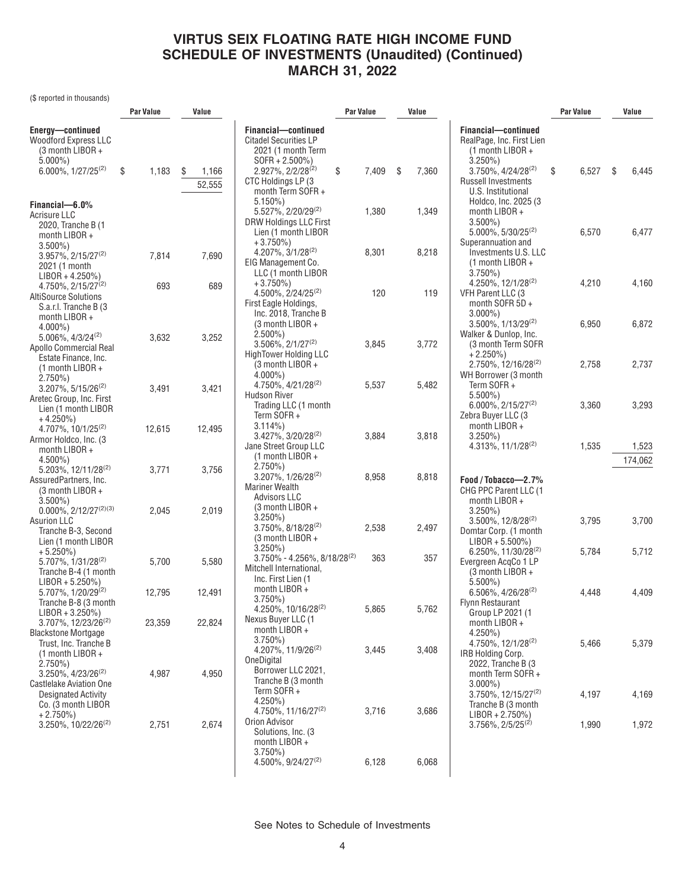# VIRTUS SEIX FLOATING RATE HIGH INCOME FUND SCHEDULE OF INVESTMENTS (Unaudited) (Continued) MARCH 31, 2022

($ reported in thousands)

| | Par Value | Value |
|---|---|---|
| **Energy—continued** | | |
| Woodford Express LLC (3 month LIBOR + 5.000%) 6.000%, 1/27/25[(2)] | $ 1,183 | $ 1,166 |
| | | 52,555 |
| **Financial—6.0%** | | |
| Acrisure LLC | | |
| 2020, Tranche B (1 month LIBOR + 3.500%) 3.957%, 2/15/27[(2)] | 7,814 | 7,690 |
| 2021 (1 month LIBOR + 4.250%) 4.750%, 2/15/27[(2)] | 693 | 689 |
| AltiSource Solutions S.a.r.l. Tranche B (3 month LIBOR + 4.000%) 5.006%, 4/3/24[(2)] | 3,632 | 3,252 |
| Apollo Commercial Real Estate Finance, Inc. (1 month LIBOR + 2.750%) 3.207%, 5/15/26[(2)] | 3,491 | 3,421 |
| Aretec Group, Inc. First Lien (1 month LIBOR + 4.250%) 4.707%, 10/1/25[(2)] | 12,615 | 12,495 |
| Armor Holdco, Inc. (3 month LIBOR + 4.500%) 5.203%, 12/11/28[(2)] | 3,771 | 3,756 |
| AssuredPartners, Inc. (3 month LIBOR + 3.500%) 0.000%, 2/12/27[(2)(3)] | 2,045 | 2,019 |
| Asurion LLC | | |
| Tranche B-3, Second Lien (1 month LIBOR + 5.250%) 5.707%, 1/31/28[(2)] | 5,700 | 5,580 |
| Tranche B-4 (1 month LIBOR + 5.250%) 5.707%, 1/20/29[(2)] | 12,795 | 12,491 |
| Tranche B-8 (3 month LIBOR + 3.250%) 3.707%, 12/23/26[(2)] | 23,359 | 22,824 |
| Blackstone Mortgage Trust, Inc. Tranche B (1 month LIBOR + 2.750%) 3.250%, 4/23/26[(2)] | 4,987 | 4,950 |
| Castlelake Aviation One Designated Activity Co. (3 month LIBOR + 2.750%) 3.250%, 10/22/26[(2)] | 2,751 | 2,674 |
| Citadel Securities LP 2021 (1 month Term SOFR + 2.500%) 2.927%, 2/2/28[(2)] | $ 7,409 | $ 7,360 |
| CTC Holdings LP (3 month Term SOFR + 5.150%) 5.527%, 2/20/29[(2)] | 1,380 | 1,349 |
| DRW Holdings LLC First Lien (1 month LIBOR + 3.750%) 4.207%, 3/1/28[(2)] | 8,301 | 8,218 |
| EIG Management Co. LLC (1 month LIBOR + 3.750%) 4.500%, 2/24/25[(2)] | 120 | 119 |
| First Eagle Holdings, Inc. 2018, Tranche B (3 month LIBOR + 2.500%) 3.506%, 2/1/27[(2)] | 3,845 | 3,772 |
| HighTower Holding LLC (3 month LIBOR + 4.000%) 4.750%, 4/21/28[(2)] | 5,537 | 5,482 |
| Hudson River Trading LLC (1 month Term SOFR + 3.114%) 3.427%, 3/20/28[(2)] | 3,884 | 3,818 |
| Jane Street Group LLC (1 month LIBOR + 2.750%) 3.207%, 1/26/28[(2)] | 8,958 | 8,818 |
| Mariner Wealth Advisors LLC | | |
| (3 month LIBOR + 3.250%) 3.750%, 8/18/28[(2)] | 2,538 | 2,497 |
| (3 month LIBOR + 3.250%) 3.750% - 4.256%, 8/18/28[(2)] | 363 | 357 |
| Mitchell International, Inc. First Lien (1 month LIBOR + 3.750%) 4.250%, 10/16/28[(2)] | 5,865 | 5,762 |
| Nexus Buyer LLC (1 month LIBOR + 3.750%) 4.207%, 11/9/26[(2)] | 3,445 | 3,408 |
| OneDigital Borrower LLC 2021, Tranche B (3 month Term SOFR + 4.250%) 4.750%, 11/16/27[(2)] | 3,716 | 3,686 |
| Orion Advisor Solutions, Inc. (3 month LIBOR + 3.750%) 4.500%, 9/24/27[(2)] | 6,128 | 6,068 |
| **Financial—continued** | | |
| RealPage, Inc. First Lien (1 month LIBOR + 3.250%) 3.750%, 4/24/28[(2)] | $ 6,527 | $ 6,445 |
| Russell Investments U.S. Institutional Holdco, Inc. 2025 (3 month LIBOR + 3.500%) 5.000%, 5/30/25[(2)] | 6,570 | 6,477 |
| Superannuation and Investments U.S. LLC (1 month LIBOR + 3.750%) 4.250%, 12/1/28[(2)] | 4,210 | 4,160 |
| VFH Parent LLC (3 month SOFR 5D + 3.000%) 3.500%, 1/13/29[(2)] | 6,950 | 6,872 |
| Walker & Dunlop, Inc. (3 month Term SOFR + 2.250%) 2.750%, 12/16/28[(2)] | 2,758 | 2,737 |
| WH Borrower (3 month Term SOFR + 5.500%) 6.000%, 2/15/27[(2)] | 3,360 | 3,293 |
| Zebra Buyer LLC (3 month LIBOR + 3.250%) 4.313%, 11/1/28[(2)] | 1,535 | 1,523 |
| | | 174,062 |
| **Food / Tobacco—2.7%** | | |
| CHG PPC Parent LLC (1 month LIBOR + 3.250%) 3.500%, 12/8/28[(2)] | 3,795 | 3,700 |
| Domtar Corp. (1 month LIBOR + 5.500%) 6.250%, 11/30/28[(2)] | 5,784 | 5,712 |
| Evergreen AcqCo 1 LP (3 month LIBOR + 5.500%) 6.506%, 4/26/28[(2)] | 4,448 | 4,409 |
| Flynn Restaurant Group LP 2021 (1 month LIBOR + 4.250%) 4.750%, 12/1/28[(2)] | 5,466 | 5,379 |
| IRB Holding Corp. | | |
| 2022, Tranche B (3 month Term SOFR + 3.000%) 3.750%, 12/15/27[(2)] | 4,197 | 4,169 |
| Tranche B (3 month LIBOR + 2.750%) 3.756%, 2/5/25[(2)] | 1,990 | 1,972 |

See Notes to Schedule of Investments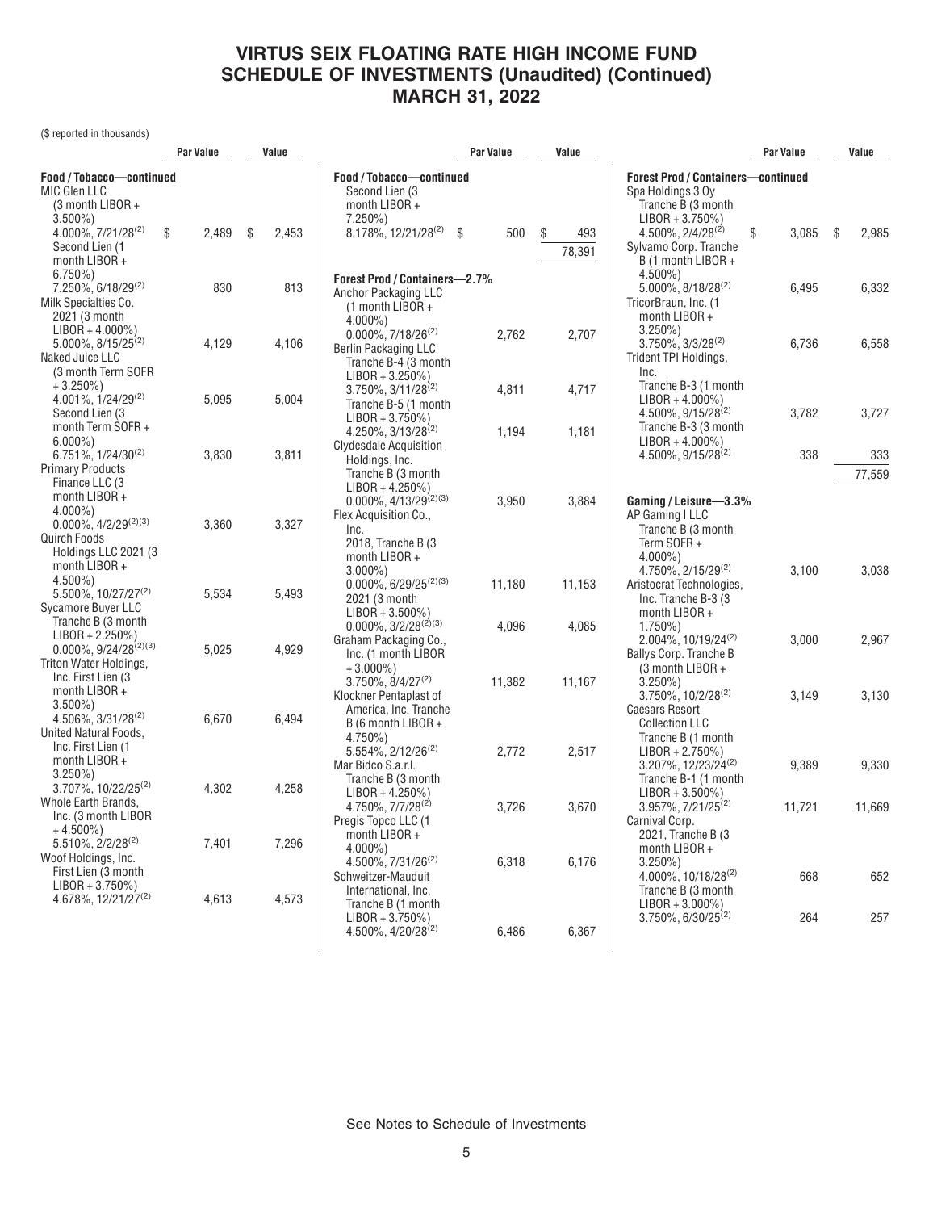# VIRTUS SEIX FLOATING RATE HIGH INCOME FUND
# SCHEDULE OF INVESTMENTS (Unaudited) (Continued)
# MARCH 31, 2022

($ reported in thousands)

| | Par Value | Value |
|---|---|---|
| **Food / Tobacco—continued** | | |
| MIC Glen LLC (3 month LIBOR + 3.500%) 4.000%, 7/21/28[(2)] | $ 2,489 | $ 2,453 |
| Second Lien (1 month LIBOR + 6.750%) 7.250%, 6/18/29[(2)] | 830 | 813 |
| Milk Specialties Co. 2021 (3 month LIBOR + 4.000%) 5.000%, 8/15/25[(2)] | 4,129 | 4,106 |
| Naked Juice LLC (3 month Term SOFR + 3.250%) 4.001%, 1/24/29[(2)] | 5,095 | 5,004 |
| Second Lien (3 month Term SOFR + 6.000%) 6.751%, 1/24/30[(2)] | 3,830 | 3,811 |
| Primary Products Finance LLC (3 month LIBOR + 4.000%) 0.000%, 4/2/29[(2)(3)] | 3,360 | 3,327 |
| Quirch Foods Holdings LLC 2021 (3 month LIBOR + 4.500%) 5.500%, 10/27/27[(2)] | 5,534 | 5,493 |
| Sycamore Buyer LLC Tranche B (3 month LIBOR + 2.250%) 0.000%, 9/24/28[(2)(3)] | 5,025 | 4,929 |
| Triton Water Holdings, Inc. First Lien (3 month LIBOR + 3.500%) 4.506%, 3/31/28[(2)] | 6,670 | 6,494 |
| United Natural Foods, Inc. First Lien (1 month LIBOR + 3.250%) 3.707%, 10/22/25[(2)] | 4,302 | 4,258 |
| Whole Earth Brands, Inc. (3 month LIBOR + 4.500%) 5.510%, 2/2/28[(2)] | 7,401 | 7,296 |
| Woof Holdings, Inc. First Lien (3 month LIBOR + 3.750%) 4.678%, 12/21/27[(2)] | 4,613 | 4,573 |
| Second Lien (3 month LIBOR + 7.250%) 8.178%, 12/21/28[(2)] | $ 500 | $ 493 |
| | | 78,391 |
| **Forest Prod / Containers—2.7%** | | |
| Anchor Packaging LLC (1 month LIBOR + 4.000%) 0.000%, 7/18/26[(2)] | 2,762 | 2,707 |
| Berlin Packaging LLC Tranche B-4 (3 month LIBOR + 3.250%) 3.750%, 3/11/28[(2)] | 4,811 | 4,717 |
| Tranche B-5 (1 month LIBOR + 3.750%) 4.250%, 3/13/28[(2)] | 1,194 | 1,181 |
| Clydesdale Acquisition Holdings, Inc. Tranche B (3 month LIBOR + 4.250%) 0.000%, 4/13/29[(2)(3)] | 3,950 | 3,884 |
| Flex Acquisition Co., Inc. 2018, Tranche B (3 month LIBOR + 3.000%) 0.000%, 6/29/25[(2)(3)] | 11,180 | 11,153 |
| 2021 (3 month LIBOR + 3.500%) 0.000%, 3/2/28[(2)(3)] | 4,096 | 4,085 |
| Graham Packaging Co., Inc. (1 month LIBOR + 3.000%) 3.750%, 8/4/27[(2)] | 11,382 | 11,167 |
| Klockner Pentaplast of America, Inc. Tranche B (6 month LIBOR + 4.750%) 5.554%, 2/12/26[(2)] | 2,772 | 2,517 |
| Mar Bidco S.a.r.l. Tranche B (3 month LIBOR + 4.250%) 4.750%, 7/7/28[(2)] | 3,726 | 3,670 |
| Pregis Topco LLC (1 month LIBOR + 4.000%) 4.500%, 7/31/26[(2)] | 6,318 | 6,176 |
| Schweitzer-Mauduit International, Inc. Tranche B (1 month LIBOR + 3.750%) 4.500%, 4/20/28[(2)] | 6,486 | 6,367 |
| **Forest Prod / Containers—continued** | | |
| Spa Holdings 3 Oy Tranche B (3 month LIBOR + 3.750%) 4.500%, 2/4/28[(2)] | $ 3,085 | $ 2,985 |
| Sylvamo Corp. Tranche B (1 month LIBOR + 4.500%) 5.000%, 8/18/28[(2)] | 6,495 | 6,332 |
| TricorBraun, Inc. (1 month LIBOR + 3.250%) 3.750%, 3/3/28[(2)] | 6,736 | 6,558 |
| Trident TPI Holdings, Inc. Tranche B-3 (1 month LIBOR + 4.000%) 4.500%, 9/15/28[(2)] | 3,782 | 3,727 |
| Tranche B-3 (3 month LIBOR + 4.000%) 4.500%, 9/15/28[(2)] | 338 | 333 |
| | | 77,559 |
| **Gaming / Leisure—3.3%** | | |
| AP Gaming I LLC Tranche B (3 month Term SOFR + 4.000%) 4.750%, 2/15/29[(2)] | 3,100 | 3,038 |
| Aristocrat Technologies, Inc. Tranche B-3 (3 month LIBOR + 1.750%) 2.004%, 10/19/24[(2)] | 3,000 | 2,967 |
| Ballys Corp. Tranche B (3 month LIBOR + 3.250%) 3.750%, 10/2/28[(2)] | 3,149 | 3,130 |
| Caesars Resort Collection LLC Tranche B (1 month LIBOR + 2.750%) 3.207%, 12/23/24[(2)] | 9,389 | 9,330 |
| Tranche B-1 (1 month LIBOR + 3.500%) 3.957%, 7/21/25[(2)] | 11,721 | 11,669 |
| Carnival Corp. 2021, Tranche B (3 month LIBOR + 3.250%) 4.000%, 10/18/28[(2)] | 668 | 652 |
| Tranche B (3 month LIBOR + 3.000%) 3.750%, 6/30/25[(2)] | 264 | 257 |

See Notes to Schedule of Investments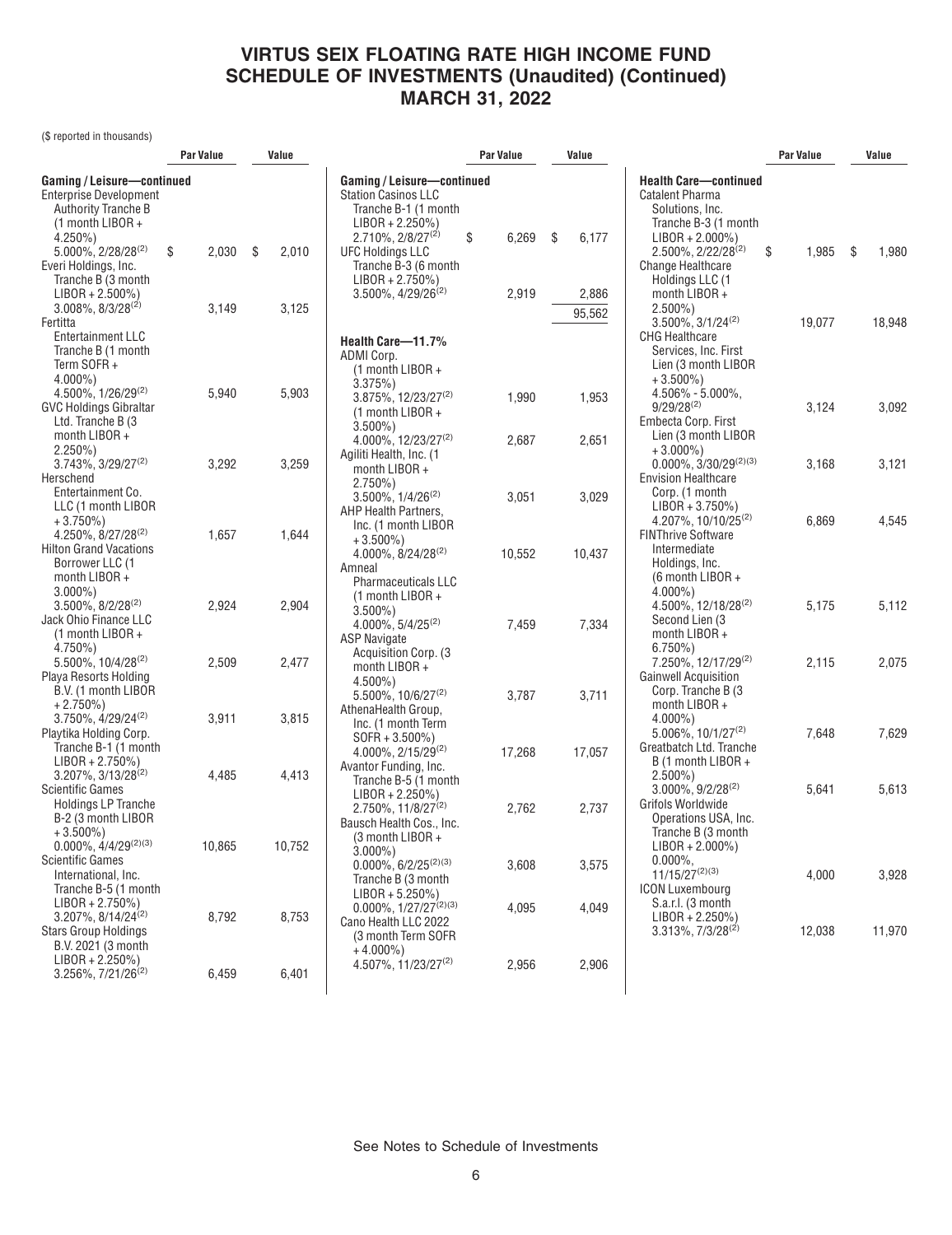# VIRTUS SEIX FLOATING RATE HIGH INCOME FUND
# SCHEDULE OF INVESTMENTS (Unaudited) (Continued)
# MARCH 31, 2022

($ reported in thousands)

| | Par Value | Value |
|---|---|---|
| **Gaming / Leisure—continued** | | |
| Enterprise Development Authority Tranche B (1 month LIBOR + 4.250%) 5.000%, 2/28/28[(2)] | $ 2,030 | $ 2,010 |
| Everi Holdings, Inc. Tranche B (3 month LIBOR + 2.500%) 3.008%, 8/3/28[(2)] | 3,149 | 3,125 |
| Fertitta Entertainment LLC Tranche B (1 month Term SOFR + 4.000%) 4.500%, 1/26/29[(2)] | 5,940 | 5,903 |
| GVC Holdings Gibraltar Ltd. Tranche B (3 month LIBOR + 2.250%) 3.743%, 3/29/27[(2)] | 3,292 | 3,259 |
| Herschend Entertainment Co. LLC (1 month LIBOR + 3.750%) 4.250%, 8/27/28[(2)] | 1,657 | 1,644 |
| Hilton Grand Vacations Borrower LLC (1 month LIBOR + 3.000%) 3.500%, 8/2/28[(2)] | 2,924 | 2,904 |
| Jack Ohio Finance LLC (1 month LIBOR + 4.750%) 5.500%, 10/4/28[(2)] | 2,509 | 2,477 |
| Playa Resorts Holding B.V. (1 month LIBOR + 2.750%) 3.750%, 4/29/24[(2)] | 3,911 | 3,815 |
| Playtika Holding Corp. Tranche B-1 (1 month LIBOR + 2.750%) 3.207%, 3/13/28[(2)] | 4,485 | 4,413 |
| Scientific Games Holdings LP Tranche B-2 (3 month LIBOR + 3.500%) 0.000%, 4/4/29[(2)(3)] | 10,865 | 10,752 |
| Scientific Games International, Inc. Tranche B-5 (1 month LIBOR + 2.750%) 3.207%, 8/14/24[(2)] | 8,792 | 8,753 |
| Stars Group Holdings B.V. 2021 (3 month LIBOR + 2.250%) 3.256%, 7/21/26[(2)] | 6,459 | 6,401 |
| Station Casinos LLC Tranche B-1 (1 month LIBOR + 2.250%) 2.710%, 2/8/27[(2)] | $ 6,269 | $ 6,177 |
| UFC Holdings LLC Tranche B-3 (6 month LIBOR + 2.750%) 3.500%, 4/29/26[(2)] | 2,919 | 2,886 |
| | | 95,562 |
| **Health Care—11.7%** | | |
| ADMI Corp. (1 month LIBOR + 3.375%) 3.875%, 12/23/27[(2)] | 1,990 | 1,953 |
| (1 month LIBOR + 3.500%) 4.000%, 12/23/27[(2)] | 2,687 | 2,651 |
| Agiliti Health, Inc. (1 month LIBOR + 2.750%) 3.500%, 1/4/26[(2)] | 3,051 | 3,029 |
| AHP Health Partners, Inc. (1 month LIBOR + 3.500%) 4.000%, 8/24/28[(2)] | 10,552 | 10,437 |
| Amneal Pharmaceuticals LLC (1 month LIBOR + 3.500%) 4.000%, 5/4/25[(2)] | 7,459 | 7,334 |
| ASP Navigate Acquisition Corp. (3 month LIBOR + 4.500%) 5.500%, 10/6/27[(2)] | 3,787 | 3,711 |
| AthenaHealth Group, Inc. (1 month Term SOFR + 3.500%) 4.000%, 2/15/29[(2)] | 17,268 | 17,057 |
| Avantor Funding, Inc. Tranche B-5 (1 month LIBOR + 2.250%) 2.750%, 11/8/27[(2)] | 2,762 | 2,737 |
| Bausch Health Cos., Inc. (3 month LIBOR + 3.000%) 0.000%, 6/2/25[(2)(3)] | 3,608 | 3,575 |
| Tranche B (3 month LIBOR + 5.250%) 0.000%, 1/27/27[(2)(3)] | 4,095 | 4,049 |
| Cano Health LLC 2022 (3 month Term SOFR + 4.000%) 4.507%, 11/23/27[(2)] | 2,956 | 2,906 |
| **Health Care—continued** | | |
| Catalent Pharma Solutions, Inc. Tranche B-3 (1 month LIBOR + 2.000%) 2.500%, 2/22/28[(2)] | $ 1,985 | $ 1,980 |
| Change Healthcare Holdings LLC (1 month LIBOR + 2.500%) 3.500%, 3/1/24[(2)] | 19,077 | 18,948 |
| CHG Healthcare Services, Inc. First Lien (3 month LIBOR + 3.500%) 4.506% - 5.000%, 9/29/28[(2)] | 3,124 | 3,092 |
| Embecta Corp. First Lien (3 month LIBOR + 3.000%) 0.000%, 3/30/29[(2)(3)] | 3,168 | 3,121 |
| Envision Healthcare Corp. (1 month LIBOR + 3.750%) 4.207%, 10/10/25[(2)] | 6,869 | 4,545 |
| FINThrive Software Intermediate Holdings, Inc. (6 month LIBOR + 4.000%) 4.506%, 12/18/28[(2)] | 5,175 | 5,112 |
| Second Lien (3 month LIBOR + 6.750%) 7.250%, 12/17/29[(2)] | 2,115 | 2,075 |
| Gainwell Acquisition Corp. Tranche B (3 month LIBOR + 4.000%) 5.006%, 10/1/27[(2)] | 7,648 | 7,629 |
| Greatbatch Ltd. Tranche B (1 month LIBOR + 2.500%) 3.000%, 9/2/28[(2)] | 5,641 | 5,613 |
| Grifols Worldwide Operations USA, Inc. Tranche B (3 month LIBOR + 2.000%) 0.000%, 11/15/27[(2)(3)] | 4,000 | 3,928 |
| ICON Luxembourg S.a.r.l. (3 month LIBOR + 2.250%) 3.313%, 7/3/28[(2)] | 12,038 | 11,970 |

See Notes to Schedule of Investments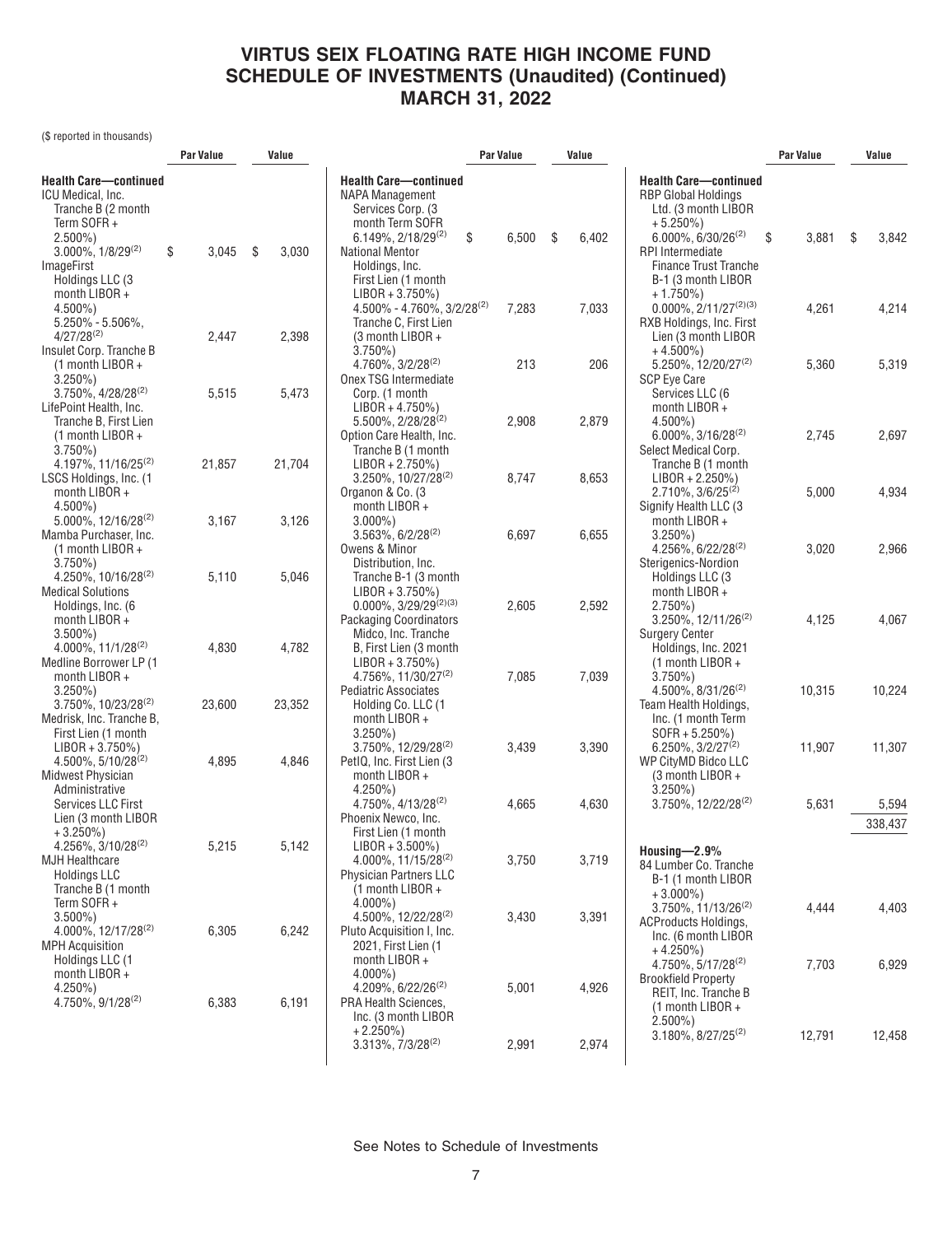# VIRTUS SEIX FLOATING RATE HIGH INCOME FUND
# SCHEDULE OF INVESTMENTS (Unaudited) (Continued)
# MARCH 31, 2022

($ reported in thousands)

| | Par Value | Value |
|---|---|---|
| **Health Care—continued** | | |
| ICU Medical, Inc. Tranche B (2 month Term SOFR + 2.500%) 3.000%, 1/8/29[(2)] | $ 3,045 | $ 3,030 |
| ImageFirst Holdings LLC (3 month LIBOR + 4.500%) 5.250% - 5.506%, 4/27/28[(2)] | 2,447 | 2,398 |
| Insulet Corp. Tranche B (1 month LIBOR + 3.250%) 3.750%, 4/28/28[(2)] | 5,515 | 5,473 |
| LifePoint Health, Inc. Tranche B, First Lien (1 month LIBOR + 3.750%) 4.197%, 11/16/25[(2)] | 21,857 | 21,704 |
| LSCS Holdings, Inc. (1 month LIBOR + 4.500%) 5.000%, 12/16/28[(2)] | 3,167 | 3,126 |
| Mamba Purchaser, Inc. (1 month LIBOR + 3.750%) 4.250%, 10/16/28[(2)] | 5,110 | 5,046 |
| Medical Solutions Holdings, Inc. (6 month LIBOR + 3.500%) 4.000%, 11/1/28[(2)] | 4,830 | 4,782 |
| Medline Borrower LP (1 month LIBOR + 3.250%) 3.750%, 10/23/28[(2)] | 23,600 | 23,352 |
| Medrisk, Inc. Tranche B, First Lien (1 month LIBOR + 3.750%) 4.500%, 5/10/28[(2)] | 4,895 | 4,846 |
| Midwest Physician Administrative Services LLC First Lien (3 month LIBOR + 3.250%) 4.256%, 3/10/28[(2)] | 5,215 | 5,142 |
| MJH Healthcare Holdings LLC Tranche B (1 month Term SOFR + 3.500%) 4.000%, 12/17/28[(2)] | 6,305 | 6,242 |
| MPH Acquisition Holdings LLC (1 month LIBOR + 4.250%) 4.750%, 9/1/28[(2)] | 6,383 | 6,191 |
| NAPA Management Services Corp. (3 month Term SOFR 6.149%, 2/18/29[(2)] | $ 6,500 | $ 6,402 |
| National Mentor Holdings, Inc. First Lien (1 month LIBOR + 3.750%) 4.500% - 4.760%, 3/2/28[(2)] | 7,283 | 7,033 |
| Tranche C, First Lien (3 month LIBOR + 3.750%) 4.760%, 3/2/28[(2)] | 213 | 206 |
| Onex TSG Intermediate Corp. (1 month LIBOR + 4.750%) 5.500%, 2/28/28[(2)] | 2,908 | 2,879 |
| Option Care Health, Inc. Tranche B (1 month LIBOR + 2.750%) 3.250%, 10/27/28[(2)] | 8,747 | 8,653 |
| Organon & Co. (3 month LIBOR + 3.000%) 3.563%, 6/2/28[(2)] | 6,697 | 6,655 |
| Owens & Minor Distribution, Inc. Tranche B-1 (3 month LIBOR + 3.750%) 0.000%, 3/29/29[(2)(3)] | 2,605 | 2,592 |
| Packaging Coordinators Midco, Inc. Tranche B, First Lien (3 month LIBOR + 3.750%) 4.756%, 11/30/27[(2)] | 7,085 | 7,039 |
| Pediatric Associates Holding Co. LLC (1 month LIBOR + 3.250%) 3.750%, 12/29/28[(2)] | 3,439 | 3,390 |
| PetIQ, Inc. First Lien (3 month LIBOR + 4.250%) 4.750%, 4/13/28[(2)] | 4,665 | 4,630 |
| Phoenix Newco, Inc. First Lien (1 month LIBOR + 3.500%) 4.000%, 11/15/28[(2)] | 3,750 | 3,719 |
| Physician Partners LLC (1 month LIBOR + 4.000%) 4.500%, 12/22/28[(2)] | 3,430 | 3,391 |
| Pluto Acquisition I, Inc. 2021, First Lien (1 month LIBOR + 4.000%) 4.209%, 6/22/26[(2)] | 5,001 | 4,926 |
| PRA Health Sciences, Inc. (3 month LIBOR + 2.250%) 3.313%, 7/3/28[(2)] | 2,991 | 2,974 |
| RBP Global Holdings Ltd. (3 month LIBOR + 5.250%) 6.000%, 6/30/26[(2)] | $ 3,881 | $ 3,842 |
| RPI Intermediate Finance Trust Tranche B-1 (3 month LIBOR + 1.750%) 0.000%, 2/11/27[(2)(3)] | 4,261 | 4,214 |
| RXB Holdings, Inc. First Lien (3 month LIBOR + 4.500%) 5.250%, 12/20/27[(2)] | 5,360 | 5,319 |
| SCP Eye Care Services LLC (6 month LIBOR + 4.500%) 6.000%, 3/16/28[(2)] | 2,745 | 2,697 |
| Select Medical Corp. Tranche B (1 month LIBOR + 2.250%) 2.710%, 3/6/25[(2)] | 5,000 | 4,934 |
| Signify Health LLC (3 month LIBOR + 3.250%) 4.256%, 6/22/28[(2)] | 3,020 | 2,966 |
| Sterigenics-Nordion Holdings LLC (3 month LIBOR + 2.750%) 3.250%, 12/11/26[(2)] | 4,125 | 4,067 |
| Surgery Center Holdings, Inc. 2021 (1 month LIBOR + 3.750%) 4.500%, 8/31/26[(2)] | 10,315 | 10,224 |
| Team Health Holdings, Inc. (1 month Term SOFR + 5.250%) 6.250%, 3/2/27[(2)] | 11,907 | 11,307 |
| WP CityMD Bidco LLC (3 month LIBOR + 3.250%) 3.750%, 12/22/28[(2)] | 5,631 | 5,594 |
| | | 338,437 |
| **Housing—2.9%** | | |
| 84 Lumber Co. Tranche B-1 (1 month LIBOR + 3.000%) 3.750%, 11/13/26[(2)] | 4,444 | 4,403 |
| ACProducts Holdings, Inc. (6 month LIBOR + 4.250%) 4.750%, 5/17/28[(2)] | 7,703 | 6,929 |
| Brookfield Property REIT, Inc. Tranche B (1 month LIBOR + 2.500%) 3.180%, 8/27/25[(2)] | 12,791 | 12,458 |

See Notes to Schedule of Investments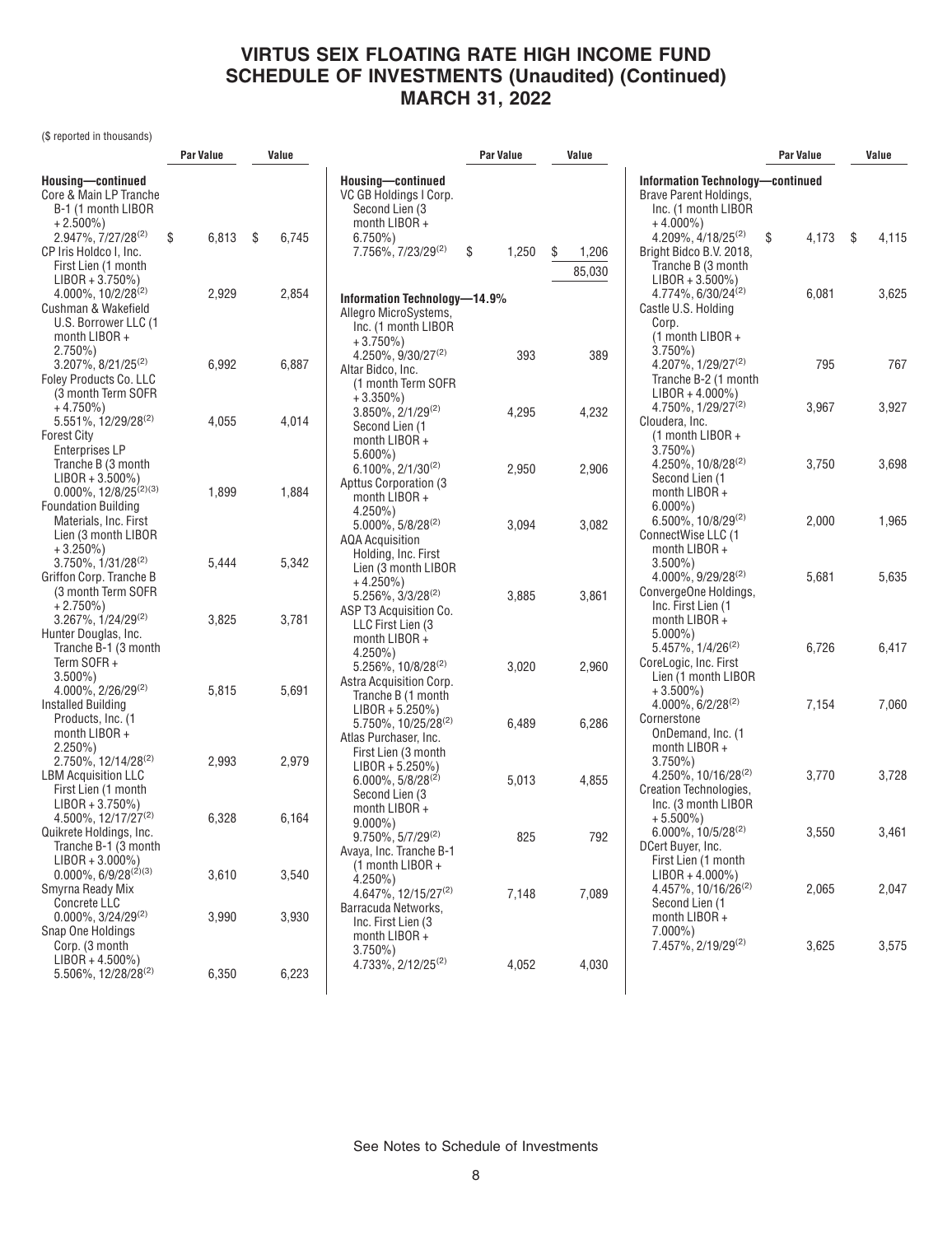# VIRTUS SEIX FLOATING RATE HIGH INCOME FUND
## SCHEDULE OF INVESTMENTS (Unaudited) (Continued)
## MARCH 31, 2022

($ reported in thousands)

| | Par Value | Value |
|---|---|---|
| **Housing—continued** | | |
| Core & Main LP Tranche B-1 (1 month LIBOR + 2.500%) 2.947%, 7/27/28[(2)] | $ 6,813 | $ 6,745 |
| CP Iris Holdco I, Inc. First Lien (1 month LIBOR + 3.750%) 4.000%, 10/2/28[(2)] | 2,929 | 2,854 |
| Cushman & Wakefield U.S. Borrower LLC (1 month LIBOR + 2.750%) 3.207%, 8/21/25[(2)] | 6,992 | 6,887 |
| Foley Products Co. LLC (3 month Term SOFR + 4.750%) 5.551%, 12/29/28[(2)] | 4,055 | 4,014 |
| Forest City Enterprises LP Tranche B (3 month LIBOR + 3.500%) 0.000%, 12/8/25[(2)(3)] | 1,899 | 1,884 |
| Foundation Building Materials, Inc. First Lien (3 month LIBOR + 3.250%) 3.750%, 1/31/28[(2)] | 5,444 | 5,342 |
| Griffon Corp. Tranche B (3 month Term SOFR + 2.750%) 3.267%, 1/24/29[(2)] | 3,825 | 3,781 |
| Hunter Douglas, Inc. Tranche B-1 (3 month Term SOFR + 3.500%) 4.000%, 2/26/29[(2)] | 5,815 | 5,691 |
| Installed Building Products, Inc. (1 month LIBOR + 2.250%) 2.750%, 12/14/28[(2)] | 2,993 | 2,979 |
| LBM Acquisition LLC First Lien (1 month LIBOR + 3.750%) 4.500%, 12/17/27[(2)] | 6,328 | 6,164 |
| Quikrete Holdings, Inc. Tranche B-1 (3 month LIBOR + 3.000%) 0.000%, 6/9/28[(2)(3)] | 3,610 | 3,540 |
| Smyrna Ready Mix Concrete LLC 0.000%, 3/24/29[(2)] | 3,990 | 3,930 |
| Snap One Holdings Corp. (3 month LIBOR + 4.500%) 5.506%, 12/28/28[(2)] | 6,350 | 6,223 |
| VC GB Holdings I Corp. Second Lien (3 month LIBOR + 6.750%) 7.756%, 7/23/29[(2)] | $ 1,250 | $ 1,206 |
| | | 85,030 |
| **Information Technology—14.9%** | | |
| Allegro MicroSystems, Inc. (1 month LIBOR + 3.750%) 4.250%, 9/30/27[(2)] | 393 | 389 |
| Altar Bidco, Inc. (1 month Term SOFR + 3.350%) 3.850%, 2/1/29[(2)] | 4,295 | 4,232 |
| Second Lien (1 month LIBOR + 5.600%) 6.100%, 2/1/30[(2)] | 2,950 | 2,906 |
| Apttus Corporation (3 month LIBOR + 4.250%) 5.000%, 5/8/28[(2)] | 3,094 | 3,082 |
| AQA Acquisition Holding, Inc. First Lien (3 month LIBOR + 4.250%) 5.256%, 3/3/28[(2)] | 3,885 | 3,861 |
| ASP T3 Acquisition Co. LLC First Lien (3 month LIBOR + 4.250%) 5.256%, 10/8/28[(2)] | 3,020 | 2,960 |
| Astra Acquisition Corp. Tranche B (1 month LIBOR + 5.250%) 5.750%, 10/25/28[(2)] | 6,489 | 6,286 |
| Atlas Purchaser, Inc. First Lien (3 month LIBOR + 5.250%) 6.000%, 5/8/28[(2)] | 5,013 | 4,855 |
| Second Lien (3 month LIBOR + 9.000%) 9.750%, 5/7/29[(2)] | 825 | 792 |
| Avaya, Inc. Tranche B-1 (1 month LIBOR + 4.250%) 4.647%, 12/15/27[(2)] | 7,148 | 7,089 |
| Barracuda Networks, Inc. First Lien (3 month LIBOR + 3.750%) 4.733%, 2/12/25[(2)] | 4,052 | 4,030 |
| **Information Technology—continued** | | |
| Brave Parent Holdings, Inc. (1 month LIBOR + 4.000%) 4.209%, 4/18/25[(2)] | $ 4,173 | $ 4,115 |
| Bright Bidco B.V. 2018, Tranche B (3 month LIBOR + 3.500%) 4.774%, 6/30/24[(2)] | 6,081 | 3,625 |
| Castle U.S. Holding Corp. (1 month LIBOR + 3.750%) 4.207%, 1/29/27[(2)] | 795 | 767 |
| Tranche B-2 (1 month LIBOR + 4.000%) 4.750%, 1/29/27[(2)] | 3,967 | 3,927 |
| Cloudera, Inc. (1 month LIBOR + 3.750%) 4.250%, 10/8/28[(2)] | 3,750 | 3,698 |
| Second Lien (1 month LIBOR + 6.000%) 6.500%, 10/8/29[(2)] | 2,000 | 1,965 |
| ConnectWise LLC (1 month LIBOR + 3.500%) 4.000%, 9/29/28[(2)] | 5,681 | 5,635 |
| ConvergeOne Holdings, Inc. First Lien (1 month LIBOR + 5.000%) 5.457%, 1/4/26[(2)] | 6,726 | 6,417 |
| CoreLogic, Inc. First Lien (1 month LIBOR + 3.500%) 4.000%, 6/2/28[(2)] | 7,154 | 7,060 |
| Cornerstone OnDemand, Inc. (1 month LIBOR + 3.750%) 4.250%, 10/16/28[(2)] | 3,770 | 3,728 |
| Creation Technologies, Inc. (3 month LIBOR + 5.500%) 6.000%, 10/5/28[(2)] | 3,550 | 3,461 |
| DCert Buyer, Inc. First Lien (1 month LIBOR + 4.000%) 4.457%, 10/16/26[(2)] | 2,065 | 2,047 |
| Second Lien (1 month LIBOR + 7.000%) 7.457%, 2/19/29[(2)] | 3,625 | 3,575 |

See Notes to Schedule of Investments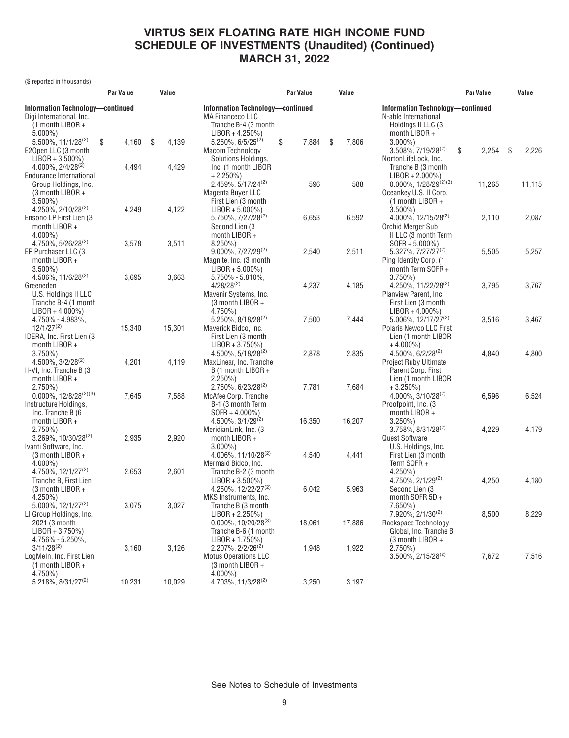# VIRTUS SEIX FLOATING RATE HIGH INCOME FUND
# SCHEDULE OF INVESTMENTS (Unaudited) (Continued)
# MARCH 31, 2022

($ reported in thousands)

| | Par Value | Value |
|---|---|---|
| **Information Technology—continued** | | |
| Digi International, Inc. (1 month LIBOR + 5.000%) 5.500%, 11/1/28[(2)] | $ 4,160 | $ 4,139 |
| E2Open LLC (3 month LIBOR + 3.500%) 4.000%, 2/4/28[(2)] | 4,494 | 4,429 |
| Endurance International Group Holdings, Inc. (3 month LIBOR + 3.500%) 4.250%, 2/10/28[(2)] | 4,249 | 4,122 |
| Ensono LP First Lien (3 month LIBOR + 4.000%) 4.750%, 5/26/28[(2)] | 3,578 | 3,511 |
| EP Purchaser LLC (3 month LIBOR + 3.500%) 4.506%, 11/6/28[(2)] | 3,695 | 3,663 |
| Greeneden U.S. Holdings II LLC Tranche B-4 (1 month LIBOR + 4.000%) 4.750% - 4.983%, 12/1/27[(2)] | 15,340 | 15,301 |
| IDERA, Inc. First Lien (3 month LIBOR + 3.750%) 4.500%, 3/2/28[(2)] | 4,201 | 4,119 |
| II-VI, Inc. Tranche B (3 month LIBOR + 2.750%) 0.000%, 12/8/28[(2)(3)] | 7,645 | 7,588 |
| Instructure Holdings, Inc. Tranche B (6 month LIBOR + 2.750%) 3.269%, 10/30/28[(2)] | 2,935 | 2,920 |
| Ivanti Software, Inc. (3 month LIBOR + 4.000%) 4.750%, 12/1/27[(2)] | 2,653 | 2,601 |
| Tranche B, First Lien (3 month LIBOR + 4.250%) 5.000%, 12/1/27[(2)] | 3,075 | 3,027 |
| LI Group Holdings, Inc. 2021 (3 month LIBOR + 3.750%) 4.756% - 5.250%, 3/11/28[(2)] | 3,160 | 3,126 |
| LogMeIn, Inc. First Lien (1 month LIBOR + 4.750%) 5.218%, 8/31/27[(2)] | 10,231 | 10,029 |
| MA Financeco LLC Tranche B-4 (3 month LIBOR + 4.250%) 5.250%, 6/5/25[(2)] | $ 7,884 | $ 7,806 |
| Macom Technology Solutions Holdings, Inc. (1 month LIBOR + 2.250%) 2.459%, 5/17/24[(2)] | 596 | 588 |
| Magenta Buyer LLC First Lien (3 month LIBOR + 5.000%) 5.750%, 7/27/28[(2)] | 6,653 | 6,592 |
| Second Lien (3 month LIBOR + 8.250%) 9.000%, 7/27/29[(2)] | 2,540 | 2,511 |
| Magnite, Inc. (3 month LIBOR + 5.000%) 5.750% - 5.810%, 4/28/28[(2)] | 4,237 | 4,185 |
| Mavenir Systems, Inc. (3 month LIBOR + 4.750%) 5.250%, 8/18/28[(2)] | 7,500 | 7,444 |
| Maverick Bidco, Inc. First Lien (3 month LIBOR + 3.750%) 4.500%, 5/18/28[(2)] | 2,878 | 2,835 |
| MaxLinear, Inc. Tranche B (1 month LIBOR + 2.250%) 2.750%, 6/23/28[(2)] | 7,781 | 7,684 |
| McAfee Corp. Tranche B-1 (3 month Term SOFR + 4.000%) 4.500%, 3/1/29[(2)] | 16,350 | 16,207 |
| MeridianLink, Inc. (3 month LIBOR + 3.000%) 4.006%, 11/10/28[(2)] | 4,540 | 4,441 |
| Mermaid Bidco, Inc. Tranche B-2 (3 month LIBOR + 3.500%) 4.250%, 12/22/27[(2)] | 6,042 | 5,963 |
| MKS Instruments, Inc. Tranche B (3 month LIBOR + 2.250%) 0.000%, 10/20/28[(3)] | 18,061 | 17,886 |
| Tranche B-6 (1 month LIBOR + 1.750%) 2.207%, 2/2/26[(2)] | 1,948 | 1,922 |
| Motus Operations LLC (3 month LIBOR + 4.000%) 4.703%, 11/3/28[(2)] | 3,250 | 3,197 |
| N-able International Holdings II LLC (3 month LIBOR + 3.000%) 3.508%, 7/19/28[(2)] | $ 2,254 | $ 2,226 |
| NortonLifeLock, Inc. Tranche B (3 month LIBOR + 2.000%) 0.000%, 1/28/29[(2)(3)] | 11,265 | 11,115 |
| Oceankey U.S. II Corp. (1 month LIBOR + 3.500%) 4.000%, 12/15/28[(2)] | 2,110 | 2,087 |
| Orchid Merger Sub II LLC (3 month Term SOFR + 5.000%) 5.327%, 7/27/27[(2)] | 5,505 | 5,257 |
| Ping Identity Corp. (1 month Term SOFR + 3.750%) 4.250%, 11/22/28[(2)] | 3,795 | 3,767 |
| Planview Parent, Inc. First Lien (3 month LIBOR + 4.000%) 5.006%, 12/17/27[(2)] | 3,516 | 3,467 |
| Polaris Newco LLC First Lien (1 month LIBOR + 4.000%) 4.500%, 6/2/28[(2)] | 4,840 | 4,800 |
| Project Ruby Ultimate Parent Corp. First Lien (1 month LIBOR + 3.250%) 4.000%, 3/10/28[(2)] | 6,596 | 6,524 |
| Proofpoint, Inc. (3 month LIBOR + 3.250%) 3.758%, 8/31/28[(2)] | 4,229 | 4,179 |
| Quest Software U.S. Holdings, Inc. First Lien (3 month Term SOFR + 4.250%) 4.750%, 2/1/29[(2)] | 4,250 | 4,180 |
| Second Lien (3 month SOFR 5D + 7.650%) 7.920%, 2/1/30[(2)] | 8,500 | 8,229 |
| Rackspace Technology Global, Inc. Tranche B (3 month LIBOR + 2.750%) 3.500%, 2/15/28[(2)] | 7,672 | 7,516 |

See Notes to Schedule of Investments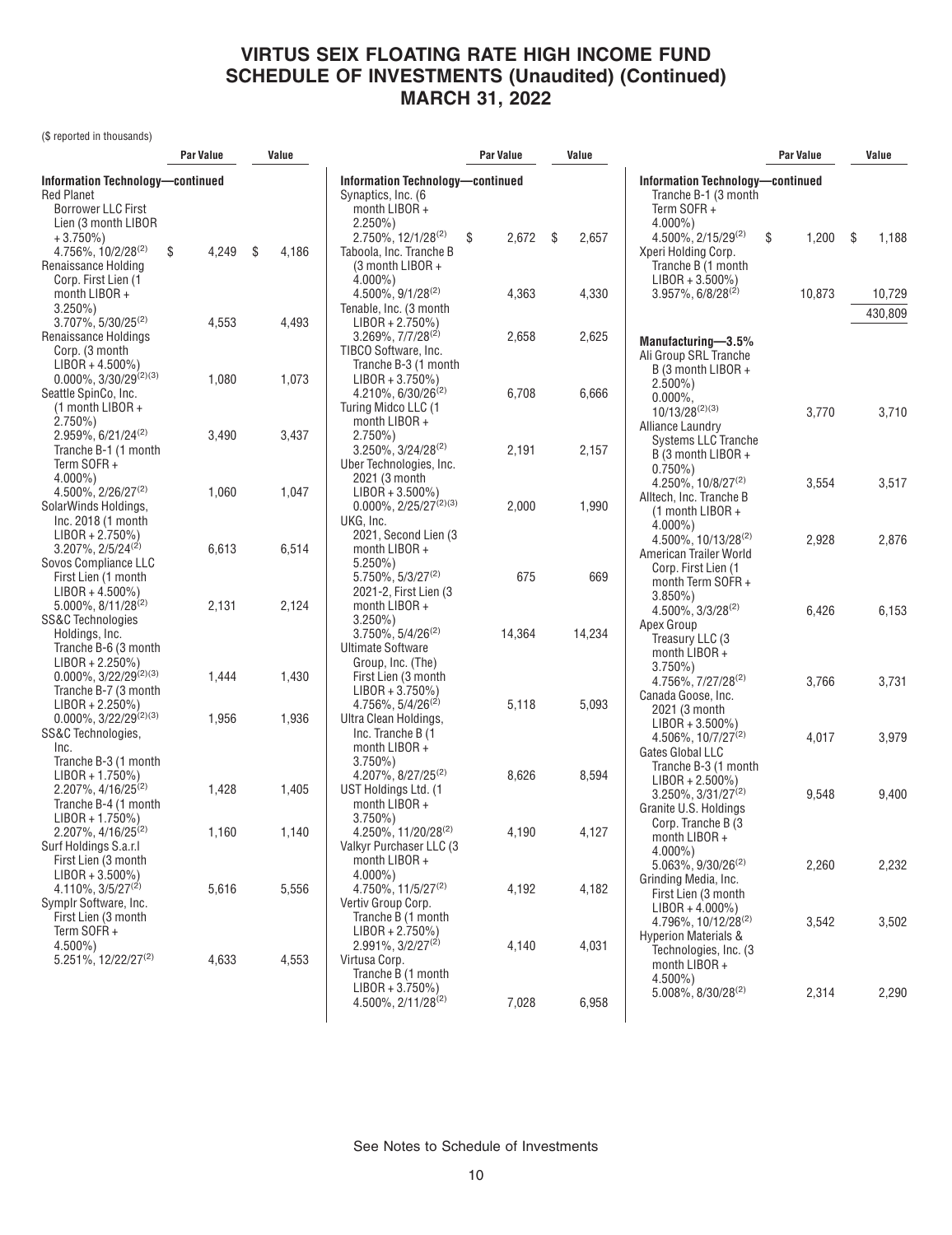# VIRTUS SEIX FLOATING RATE HIGH INCOME FUND
# SCHEDULE OF INVESTMENTS (Unaudited) (Continued)
# MARCH 31, 2022

($ reported in thousands)

| | Par Value | Value |
|---|---|---|
| **Information Technology—continued** | | |
| Red Planet Borrower LLC First Lien (3 month LIBOR + 3.750%) 4.756%, 10/2/28[(2)] | $ 4,249 | $ 4,186 |
| Renaissance Holding Corp. First Lien (1 month LIBOR + 3.250%) 3.707%, 5/30/25[(2)] | 4,553 | 4,493 |
| Renaissance Holdings Corp. (3 month LIBOR + 4.500%) 0.000%, 3/30/29[(2)(3)] | 1,080 | 1,073 |
| Seattle SpinCo, Inc. (1 month LIBOR + 2.750%) 2.959%, 6/21/24[(2)] | 3,490 | 3,437 |
| Tranche B-1 (1 month Term SOFR + 4.000%) 4.500%, 2/26/27[(2)] | 1,060 | 1,047 |
| SolarWinds Holdings, Inc. 2018 (1 month LIBOR + 2.750%) 3.207%, 2/5/24[(2)] | 6,613 | 6,514 |
| Sovos Compliance LLC First Lien (1 month LIBOR + 4.500%) 5.000%, 8/11/28[(2)] | 2,131 | 2,124 |
| SS&C Technologies Holdings, Inc. Tranche B-6 (3 month LIBOR + 2.250%) 0.000%, 3/22/29[(2)(3)] | 1,444 | 1,430 |
| Tranche B-7 (3 month LIBOR + 2.250%) 0.000%, 3/22/29[(2)(3)] | 1,956 | 1,936 |
| SS&C Technologies, Inc. Tranche B-3 (1 month LIBOR + 1.750%) 2.207%, 4/16/25[(2)] | 1,428 | 1,405 |
| Tranche B-4 (1 month LIBOR + 1.750%) 2.207%, 4/16/25[(2)] | 1,160 | 1,140 |
| Surf Holdings S.a.r.l First Lien (3 month LIBOR + 3.500%) 4.110%, 3/5/27[(2)] | 5,616 | 5,556 |
| Symplr Software, Inc. First Lien (3 month Term SOFR + 4.500%) 5.251%, 12/22/27[(2)] | 4,633 | 4,553 |
| Synaptics, Inc. (6 month LIBOR + 2.250%) 2.750%, 12/1/28[(2)] | $ 2,672 | $ 2,657 |
| Taboola, Inc. Tranche B (3 month LIBOR + 4.000%) 4.500%, 9/1/28[(2)] | 4,363 | 4,330 |
| Tenable, Inc. (3 month LIBOR + 2.750%) 3.269%, 7/7/28[(2)] | 2,658 | 2,625 |
| TIBCO Software, Inc. Tranche B-3 (1 month LIBOR + 3.750%) 4.210%, 6/30/26[(2)] | 6,708 | 6,666 |
| Turing Midco LLC (1 month LIBOR + 2.750%) 3.250%, 3/24/28[(2)] | 2,191 | 2,157 |
| Uber Technologies, Inc. 2021 (3 month LIBOR + 3.500%) 0.000%, 2/25/27[(2)(3)] | 2,000 | 1,990 |
| UKG, Inc. 2021, Second Lien (3 month LIBOR + 5.250%) 5.750%, 5/3/27[(2)] | 675 | 669 |
| 2021-2, First Lien (3 month LIBOR + 3.250%) 3.750%, 5/4/26[(2)] | 14,364 | 14,234 |
| Ultimate Software Group, Inc. (The) First Lien (3 month LIBOR + 3.750%) 4.756%, 5/4/26[(2)] | 5,118 | 5,093 |
| Ultra Clean Holdings, Inc. Tranche B (1 month LIBOR + 3.750%) 4.207%, 8/27/25[(2)] | 8,626 | 8,594 |
| UST Holdings Ltd. (1 month LIBOR + 3.750%) 4.250%, 11/20/28[(2)] | 4,190 | 4,127 |
| Valkyr Purchaser LLC (3 month LIBOR + 4.000%) 4.750%, 11/5/27[(2)] | 4,192 | 4,182 |
| Vertiv Group Corp. Tranche B (1 month LIBOR + 2.750%) 2.991%, 3/2/27[(2)] | 4,140 | 4,031 |
| Virtusa Corp. Tranche B (1 month LIBOR + 3.750%) 4.500%, 2/11/28[(2)] | 7,028 | 6,958 |
| Tranche B-1 (3 month Term SOFR + 4.000%) 4.500%, 2/15/29[(2)] | $ 1,200 | $ 1,188 |
| Xperi Holding Corp. Tranche B (1 month LIBOR + 3.500%) 3.957%, 6/8/28[(2)] | 10,873 | 10,729 |
| | | 430,809 |
| **Manufacturing—3.5%** | | |
| Ali Group SRL Tranche B (3 month LIBOR + 2.500%) 0.000%, 10/13/28[(2)(3)] | 3,770 | 3,710 |
| Alliance Laundry Systems LLC Tranche B (3 month LIBOR + 0.750%) 4.250%, 10/8/27[(2)] | 3,554 | 3,517 |
| Alltech, Inc. Tranche B (1 month LIBOR + 4.000%) 4.500%, 10/13/28[(2)] | 2,928 | 2,876 |
| American Trailer World Corp. First Lien (1 month Term SOFR + 3.850%) 4.500%, 3/3/28[(2)] | 6,426 | 6,153 |
| Apex Group Treasury LLC (3 month LIBOR + 3.750%) 4.756%, 7/27/28[(2)] | 3,766 | 3,731 |
| Canada Goose, Inc. 2021 (3 month LIBOR + 3.500%) 4.506%, 10/7/27[(2)] | 4,017 | 3,979 |
| Gates Global LLC Tranche B-3 (1 month LIBOR + 2.500%) 3.250%, 3/31/27[(2)] | 9,548 | 9,400 |
| Granite U.S. Holdings Corp. Tranche B (3 month LIBOR + 4.000%) 5.063%, 9/30/26[(2)] | 2,260 | 2,232 |
| Grinding Media, Inc. First Lien (3 month LIBOR + 4.000%) 4.796%, 10/12/28[(2)] | 3,542 | 3,502 |
| Hyperion Materials & Technologies, Inc. (3 month LIBOR + 4.500%) 5.008%, 8/30/28[(2)] | 2,314 | 2,290 |

See Notes to Schedule of Investments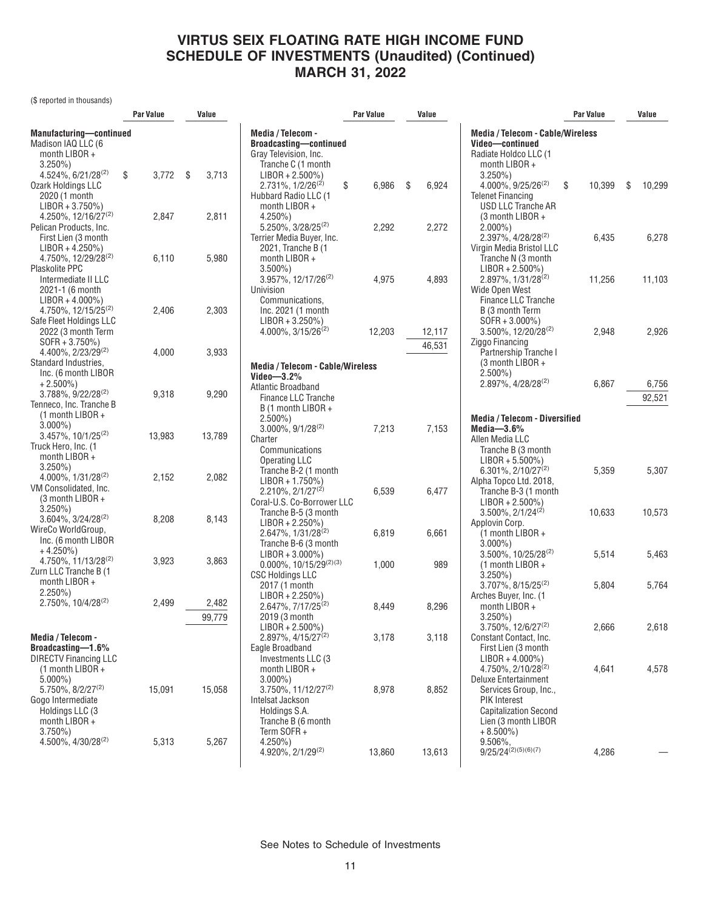# VIRTUS SEIX FLOATING RATE HIGH INCOME FUND
# SCHEDULE OF INVESTMENTS (Unaudited) (Continued)
# MARCH 31, 2022

($ reported in thousands)

| | Par Value | Value |
|---|---|---|
| **Manufacturing—continued** | | |
| Madison IAQ LLC (6 month LIBOR + 3.250%) 4.524%, 6/21/28[(2)] | $ 3,772 | $ 3,713 |
| Ozark Holdings LLC 2020 (1 month LIBOR + 3.750%) 4.250%, 12/16/27[(2)] | 2,847 | 2,811 |
| Pelican Products, Inc. First Lien (3 month LIBOR + 4.250%) 4.750%, 12/29/28[(2)] | 6,110 | 5,980 |
| Plaskolite PPC Intermediate II LLC 2021-1 (6 month LIBOR + 4.000%) 4.750%, 12/15/25[(2)] | 2,406 | 2,303 |
| Safe Fleet Holdings LLC 2022 (3 month Term SOFR + 3.750%) 4.400%, 2/23/29[(2)] | 4,000 | 3,933 |
| Standard Industries, Inc. (6 month LIBOR + 2.500%) 3.788%, 9/22/28[(2)] | 9,318 | 9,290 |
| Tenneco, Inc. Tranche B (1 month LIBOR + 3.000%) 3.457%, 10/1/25[(2)] | 13,983 | 13,789 |
| Truck Hero, Inc. (1 month LIBOR + 3.250%) 4.000%, 1/31/28[(2)] | 2,152 | 2,082 |
| VM Consolidated, Inc. (3 month LIBOR + 3.250%) 3.604%, 3/24/28[(2)] | 8,208 | 8,143 |
| WireCo WorldGroup, Inc. (6 month LIBOR + 4.250%) 4.750%, 11/13/28[(2)] | 3,923 | 3,863 |
| Zurn LLC Tranche B (1 month LIBOR + 2.250%) 2.750%, 10/4/28[(2)] | 2,499 | 2,482 |
| | | 99,779 |
| **Media / Telecom - Broadcasting—1.6%** | | |
| DIRECTV Financing LLC (1 month LIBOR + 5.000%) 5.750%, 8/2/27[(2)] | 15,091 | 15,058 |
| Gogo Intermediate Holdings LLC (3 month LIBOR + 3.750%) 4.500%, 4/30/28[(2)] | 5,313 | 5,267 |
| Gray Television, Inc. Tranche C (1 month LIBOR + 2.500%) 2.731%, 1/2/26[(2)] | $ 6,986 | $ 6,924 |
| Hubbard Radio LLC (1 month LIBOR + 4.250%) 5.250%, 3/28/25[(2)] | 2,292 | 2,272 |
| Terrier Media Buyer, Inc. 2021, Tranche B (1 month LIBOR + 3.500%) 3.957%, 12/17/26[(2)] | 4,975 | 4,893 |
| Univision Communications, Inc. 2021 (1 month LIBOR + 3.250%) 4.000%, 3/15/26[(2)] | 12,203 | 12,117 |
| | | 46,531 |
| **Media / Telecom - Cable/Wireless Video—3.2%** | | |
| Atlantic Broadband Finance LLC Tranche B (1 month LIBOR + 2.500%) 3.000%, 9/1/28[(2)] | 7,213 | 7,153 |
| Charter Communications Operating LLC Tranche B-2 (1 month LIBOR + 1.750%) 2.210%, 2/1/27[(2)] | 6,539 | 6,477 |
| Coral-U.S. Co-Borrower LLC | | |
| Tranche B-5 (3 month LIBOR + 2.250%) 2.647%, 1/31/28[(2)] | 6,819 | 6,661 |
| Tranche B-6 (3 month LIBOR + 3.000%) 0.000%, 10/15/29[(2)(3)] | 1,000 | 989 |
| CSC Holdings LLC | | |
| 2017 (1 month LIBOR + 2.250%) 2.647%, 7/17/25[(2)] | 8,449 | 8,296 |
| 2019 (3 month LIBOR + 2.500%) 2.897%, 4/15/27[(2)] | 3,178 | 3,118 |
| Eagle Broadband Investments LLC (3 month LIBOR + 3.000%) 3.750%, 11/12/27[(2)] | 8,978 | 8,852 |
| Intelsat Jackson Holdings S.A. Tranche B (6 month Term SOFR + 4.250%) 4.920%, 2/1/29[(2)] | 13,860 | 13,613 |
| **Media / Telecom - Cable/Wireless Video—continued** | | |
| Radiate Holdco LLC (1 month LIBOR + 3.250%) 4.000%, 9/25/26[(2)] | $ 10,399 | $ 10,299 |
| Telenet Financing USD LLC Tranche AR (3 month LIBOR + 2.000%) 2.397%, 4/28/28[(2)] | 6,435 | 6,278 |
| Virgin Media Bristol LLC Tranche N (3 month LIBOR + 2.500%) 2.897%, 1/31/28[(2)] | 11,256 | 11,103 |
| Wide Open West Finance LLC Tranche B (3 month Term SOFR + 3.000%) 3.500%, 12/20/28[(2)] | 2,948 | 2,926 |
| Ziggo Financing Partnership Tranche I (3 month LIBOR + 2.500%) 2.897%, 4/28/28[(2)] | 6,867 | 6,756 |
| | | 92,521 |
| **Media / Telecom - Diversified Media—3.6%** | | |
| Allen Media LLC Tranche B (3 month LIBOR + 5.500%) 6.301%, 2/10/27[(2)] | 5,359 | 5,307 |
| Alpha Topco Ltd. 2018, Tranche B-3 (1 month LIBOR + 2.500%) 3.500%, 2/1/24[(2)] | 10,633 | 10,573 |
| Applovin Corp. | | |
| (1 month LIBOR + 3.000%) 3.500%, 10/25/28[(2)] | 5,514 | 5,463 |
| (1 month LIBOR + 3.250%) 3.707%, 8/15/25[(2)] | 5,804 | 5,764 |
| Arches Buyer, Inc. (1 month LIBOR + 3.250%) 3.750%, 12/6/27[(2)] | 2,666 | 2,618 |
| Constant Contact, Inc. First Lien (3 month LIBOR + 4.000%) 4.750%, 2/10/28[(2)] | 4,641 | 4,578 |
| Deluxe Entertainment Services Group, Inc., PIK Interest Capitalization Second Lien (3 month LIBOR + 8.500%) 9.506%, 9/25/24[(2)(5)(6)(7)] | 4,286 | — |

See Notes to Schedule of Investments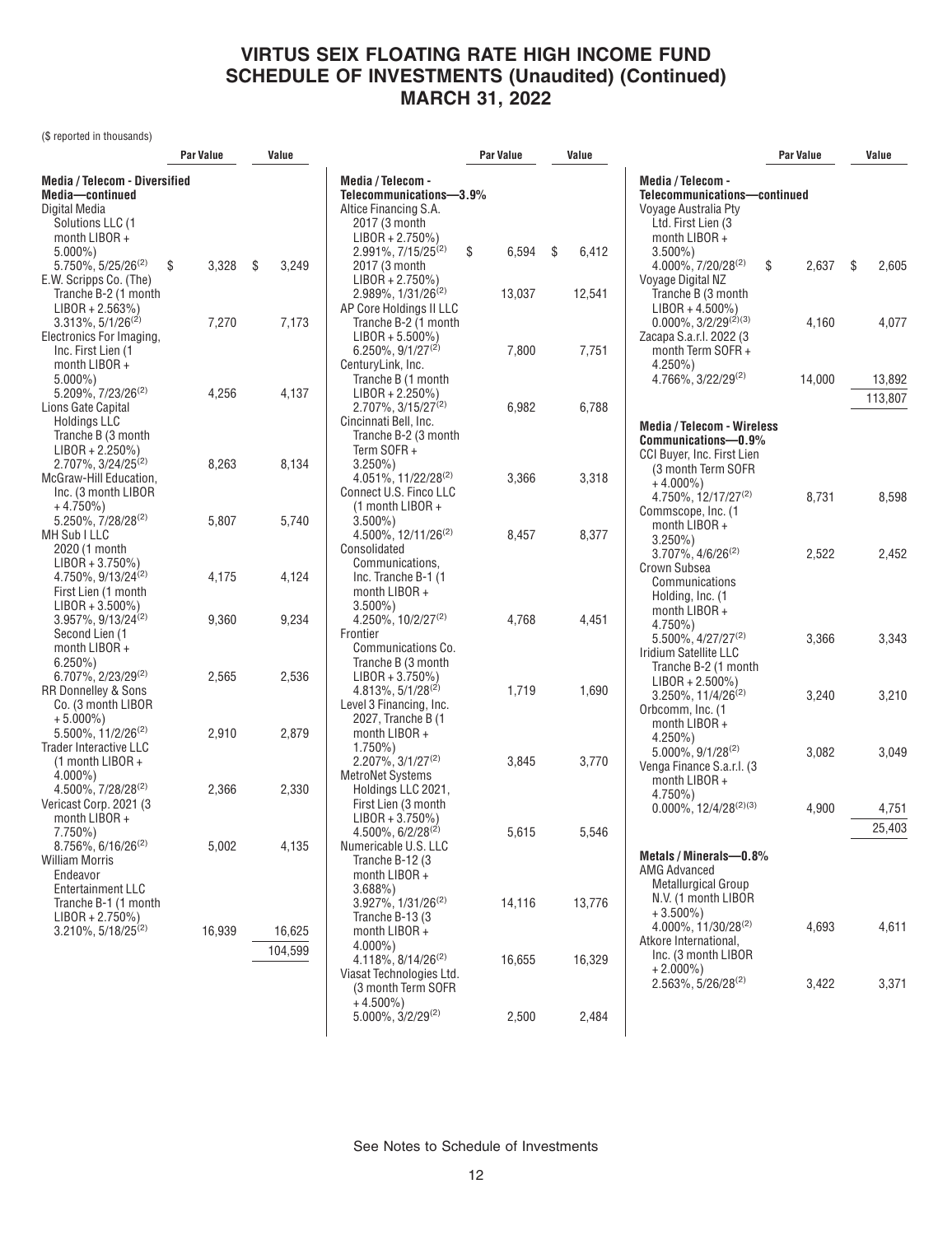# VIRTUS SEIX FLOATING RATE HIGH INCOME FUND
# SCHEDULE OF INVESTMENTS (Unaudited) (Continued)
# MARCH 31, 2022

($ reported in thousands)

| | Par Value | Value |
|---|---|---|
| **Media / Telecom - Diversified Media—continued** | | |
| Digital Media Solutions LLC (1 month LIBOR + 5.000%) 5.750%, 5/25/26(2) | $ 3,328 | $ 3,249 |
| E.W. Scripps Co. (The) Tranche B-2 (1 month LIBOR + 2.563%) 3.313%, 5/1/26(2) | 7,270 | 7,173 |
| Electronics For Imaging, Inc. First Lien (1 month LIBOR + 5.000%) 5.209%, 7/23/26(2) | 4,256 | 4,137 |
| Lions Gate Capital Holdings LLC Tranche B (3 month LIBOR + 2.250%) 2.707%, 3/24/25(2) | 8,263 | 8,134 |
| McGraw-Hill Education, Inc. (3 month LIBOR + 4.750%) 5.250%, 7/28/28(2) | 5,807 | 5,740 |
| MH Sub I LLC | | |
| 2020 (1 month LIBOR + 3.750%) 4.750%, 9/13/24(2) | 4,175 | 4,124 |
| First Lien (1 month LIBOR + 3.500%) 3.957%, 9/13/24(2) | 9,360 | 9,234 |
| Second Lien (1 month LIBOR + 6.250%) 6.707%, 2/23/29(2) | 2,565 | 2,536 |
| RR Donnelley & Sons Co. (3 month LIBOR + 5.000%) 5.500%, 11/2/26(2) | 2,910 | 2,879 |
| Trader Interactive LLC (1 month LIBOR + 4.000%) 4.500%, 7/28/28(2) | 2,366 | 2,330 |
| Vericast Corp. 2021 (3 month LIBOR + 7.750%) 8.756%, 6/16/26(2) | 5,002 | 4,135 |
| William Morris Endeavor Entertainment LLC Tranche B-1 (1 month LIBOR + 2.750%) 3.210%, 5/18/25(2) | 16,939 | 16,625 |
| | | 104,599 |
| **Media / Telecom - Telecommunications—3.9%** | | |
| Altice Financing S.A. | | |
| 2017 (3 month LIBOR + 2.750%) 2.991%, 7/15/25(2) | $ 6,594 | $ 6,412 |
| 2017 (3 month LIBOR + 2.750%) 2.989%, 1/31/26(2) | 13,037 | 12,541 |
| AP Core Holdings II LLC Tranche B-2 (1 month LIBOR + 5.500%) 6.250%, 9/1/27(2) | 7,800 | 7,751 |
| CenturyLink, Inc. Tranche B (1 month LIBOR + 2.250%) 2.707%, 3/15/27(2) | 6,982 | 6,788 |
| Cincinnati Bell, Inc. Tranche B-2 (3 month Term SOFR + 3.250%) 4.051%, 11/22/28(2) | 3,366 | 3,318 |
| Connect U.S. Finco LLC (1 month LIBOR + 3.500%) 4.500%, 12/11/26(2) | 8,457 | 8,377 |
| Consolidated Communications, Inc. Tranche B-1 (1 month LIBOR + 3.500%) 4.250%, 10/2/27(2) | 4,768 | 4,451 |
| Frontier Communications Co. Tranche B (3 month LIBOR + 3.750%) 4.813%, 5/1/28(2) | 1,719 | 1,690 |
| Level 3 Financing, Inc. 2027, Tranche B (1 month LIBOR + 1.750%) 2.207%, 3/1/27(2) | 3,845 | 3,770 |
| MetroNet Systems Holdings LLC 2021, First Lien (3 month LIBOR + 3.750%) 4.500%, 6/2/28(2) | 5,615 | 5,546 |
| Numericable U.S. LLC | | |
| Tranche B-12 (3 month LIBOR + 3.688%) 3.927%, 1/31/26(2) | 14,116 | 13,776 |
| Tranche B-13 (3 month LIBOR + 4.000%) 4.118%, 8/14/26(2) | 16,655 | 16,329 |
| Viasat Technologies Ltd. (3 month Term SOFR + 4.500%) 5.000%, 3/2/29(2) | 2,500 | 2,484 |
| Voyage Australia Pty Ltd. First Lien (3 month LIBOR + 3.500%) 4.000%, 7/20/28(2) | $ 2,637 | $ 2,605 |
| Voyage Digital NZ Tranche B (3 month LIBOR + 4.500%) 0.000%, 3/2/29(2)(3) | 4,160 | 4,077 |
| Zacapa S.a.r.l. 2022 (3 month Term SOFR + 4.250%) 4.766%, 3/22/29(2) | 14,000 | 13,892 |
| | | 113,807 |
| **Media / Telecom - Wireless Communications—0.9%** | | |
| CCI Buyer, Inc. First Lien (3 month Term SOFR + 4.000%) 4.750%, 12/17/27(2) | 8,731 | 8,598 |
| Commscope, Inc. (1 month LIBOR + 3.250%) 3.707%, 4/6/26(2) | 2,522 | 2,452 |
| Crown Subsea Communications Holding, Inc. (1 month LIBOR + 4.750%) 5.500%, 4/27/27(2) | 3,366 | 3,343 |
| Iridium Satellite LLC Tranche B-2 (1 month LIBOR + 2.500%) 3.250%, 11/4/26(2) | 3,240 | 3,210 |
| Orbcomm, Inc. (1 month LIBOR + 4.250%) 5.000%, 9/1/28(2) | 3,082 | 3,049 |
| Venga Finance S.a.r.l. (3 month LIBOR + 4.750%) 0.000%, 12/4/28(2)(3) | 4,900 | 4,751 |
| | | 25,403 |
| **Metals / Minerals—0.8%** | | |
| AMG Advanced Metallurgical Group N.V. (1 month LIBOR + 3.500%) 4.000%, 11/30/28(2) | 4,693 | 4,611 |
| Atkore International, Inc. (3 month LIBOR + 2.000%) 2.563%, 5/26/28(2) | 3,422 | 3,371 |

See Notes to Schedule of Investments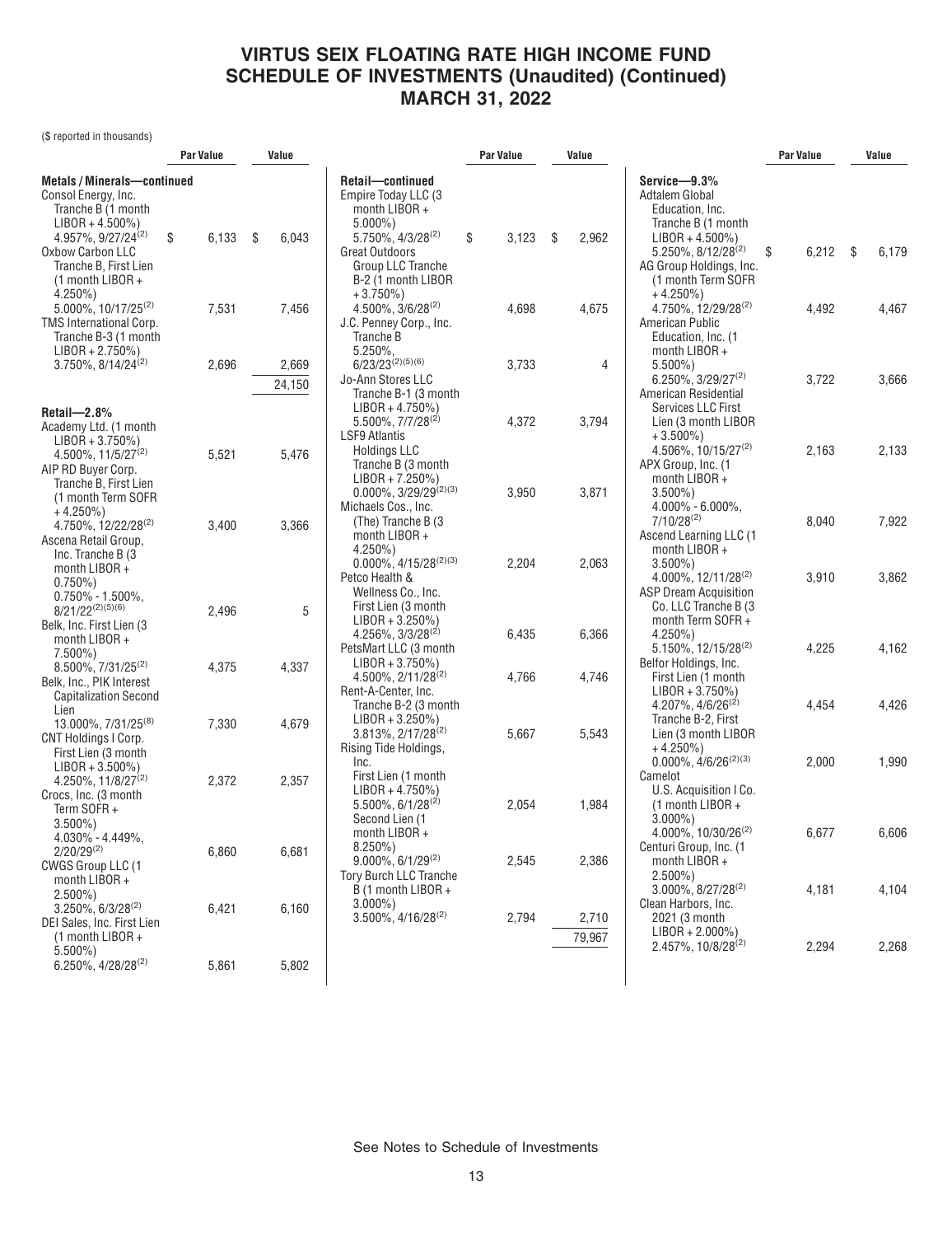# VIRTUS SEIX FLOATING RATE HIGH INCOME FUND
# SCHEDULE OF INVESTMENTS (Unaudited) (Continued)
# MARCH 31, 2022

($ reported in thousands)

| | Par Value | Value |
|---|---|---|
| **Metals / Minerals—continued** | | |
| Consol Energy, Inc. Tranche B (1 month LIBOR + 4.500%) 4.957%, 9/27/24[(2)] | $ 6,133 | $ 6,043 |
| Oxbow Carbon LLC Tranche B, First Lien (1 month LIBOR + 4.250%) 5.000%, 10/17/25[(2)] | 7,531 | 7,456 |
| TMS International Corp. Tranche B-3 (1 month LIBOR + 2.750%) 3.750%, 8/14/24[(2)] | 2,696 | 2,669 |
| | | 24,150 |
| **Retail—2.8%** | | |
| Academy Ltd. (1 month LIBOR + 3.750%) 4.500%, 11/5/27[(2)] | 5,521 | 5,476 |
| AIP RD Buyer Corp. Tranche B, First Lien (1 month Term SOFR + 4.250%) 4.750%, 12/22/28[(2)] | 3,400 | 3,366 |
| Ascena Retail Group, Inc. Tranche B (3 month LIBOR + 0.750%) 0.750% - 1.500%, 8/21/22[(2)(5)(6)] | 2,496 | 5 |
| Belk, Inc. First Lien (3 month LIBOR + 7.500%) 8.500%, 7/31/25[(2)] | 4,375 | 4,337 |
| Belk, Inc., PIK Interest Capitalization Second Lien 13.000%, 7/31/25[(8)] | 7,330 | 4,679 |
| CNT Holdings I Corp. First Lien (3 month LIBOR + 3.500%) 4.250%, 11/8/27[(2)] | 2,372 | 2,357 |
| Crocs, Inc. (3 month Term SOFR + 3.500%) 4.030% - 4.449%, 2/20/29[(2)] | 6,860 | 6,681 |
| CWGS Group LLC (1 month LIBOR + 2.500%) 3.250%, 6/3/28[(2)] | 6,421 | 6,160 |
| DEI Sales, Inc. First Lien (1 month LIBOR + 5.500%) 6.250%, 4/28/28[(2)] | 5,861 | 5,802 |
| **Retail—continued** | | |
| Empire Today LLC (3 month LIBOR + 5.000%) 5.750%, 4/3/28[(2)] | $ 3,123 | $ 2,962 |
| Great Outdoors Group LLC Tranche B-2 (1 month LIBOR + 3.750%) 4.500%, 3/6/28[(2)] | 4,698 | 4,675 |
| J.C. Penney Corp., Inc. Tranche B 5.250%, 6/23/23[(2)(5)(6)] | 3,733 | 4 |
| Jo-Ann Stores LLC Tranche B-1 (3 month LIBOR + 4.750%) 5.500%, 7/7/28[(2)] | 4,372 | 3,794 |
| LSF9 Atlantis Holdings LLC Tranche B (3 month LIBOR + 7.250%) 0.000%, 3/29/29[(2)(3)] | 3,950 | 3,871 |
| Michaels Cos., Inc. (The) Tranche B (3 month LIBOR + 4.250%) 0.000%, 4/15/28[(2)(3)] | 2,204 | 2,063 |
| Petco Health & Wellness Co., Inc. First Lien (3 month LIBOR + 3.250%) 4.256%, 3/3/28[(2)] | 6,435 | 6,366 |
| PetsMart LLC (3 month LIBOR + 3.750%) 4.500%, 2/11/28[(2)] | 4,766 | 4,746 |
| Rent-A-Center, Inc. Tranche B-2 (3 month LIBOR + 3.250%) 3.813%, 2/17/28[(2)] | 5,667 | 5,543 |
| Rising Tide Holdings, Inc. | | |
| First Lien (1 month LIBOR + 4.750%) 5.500%, 6/1/28[(2)] | 2,054 | 1,984 |
| Second Lien (1 month LIBOR + 8.250%) 9.000%, 6/1/29[(2)] | 2,545 | 2,386 |
| Tory Burch LLC Tranche B (1 month LIBOR + 3.000%) 3.500%, 4/16/28[(2)] | 2,794 | 2,710 |
| | | 79,967 |
| **Service—9.3%** | | |
| Adtalem Global Education, Inc. Tranche B (1 month LIBOR + 4.500%) 5.250%, 8/12/28[(2)] | $ 6,212 | $ 6,179 |
| AG Group Holdings, Inc. (1 month Term SOFR + 4.250%) 4.750%, 12/29/28[(2)] | 4,492 | 4,467 |
| American Public Education, Inc. (1 month LIBOR + 5.500%) 6.250%, 3/29/27[(2)] | 3,722 | 3,666 |
| American Residential Services LLC First Lien (3 month LIBOR + 3.500%) 4.506%, 10/15/27[(2)] | 2,163 | 2,133 |
| APX Group, Inc. (1 month LIBOR + 3.500%) 4.000% - 6.000%, 7/10/28[(2)] | 8,040 | 7,922 |
| Ascend Learning LLC (1 month LIBOR + 3.500%) 4.000%, 12/11/28[(2)] | 3,910 | 3,862 |
| ASP Dream Acquisition Co. LLC Tranche B (3 month Term SOFR + 4.250%) 5.150%, 12/15/28[(2)] | 4,225 | 4,162 |
| Belfor Holdings, Inc. | | |
| First Lien (1 month LIBOR + 3.750%) 4.207%, 4/6/26[(2)] | 4,454 | 4,426 |
| Tranche B-2, First Lien (3 month LIBOR + 4.250%) 0.000%, 4/6/26[(2)(3)] | 2,000 | 1,990 |
| Camelot U.S. Acquisition I Co. (1 month LIBOR + 3.000%) 4.000%, 10/30/26[(2)] | 6,677 | 6,606 |
| Centuri Group, Inc. (1 month LIBOR + 2.500%) 3.000%, 8/27/28[(2)] | 4,181 | 4,104 |
| Clean Harbors, Inc. 2021 (3 month LIBOR + 2.000%) 2.457%, 10/8/28[(2)] | 2,294 | 2,268 |

See Notes to Schedule of Investments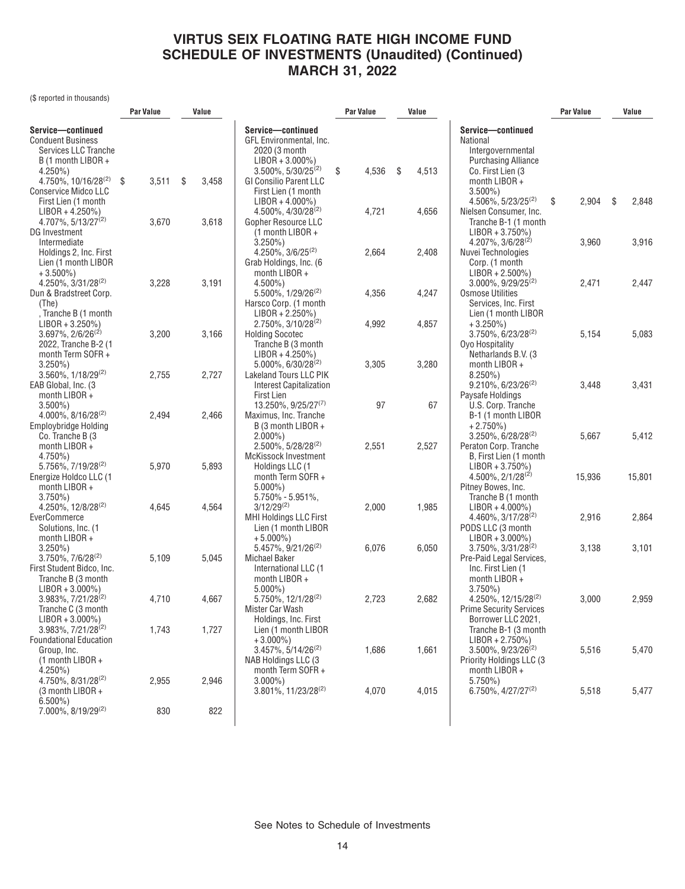# VIRTUS SEIX FLOATING RATE HIGH INCOME FUND SCHEDULE OF INVESTMENTS (Unaudited) (Continued) MARCH 31, 2022

($ reported in thousands)

| | Par Value | Value |
|---|---|---|
| **Service—continued** | | |
| Conduent Business Services LLC Tranche B (1 month LIBOR + 4.250%) 4.750%, 10/16/28[(2)] | $ 3,511 | $ 3,458 |
| Conservice Midco LLC First Lien (1 month LIBOR + 4.250%) 4.707%, 5/13/27[(2)] | 3,670 | 3,618 |
| DG Investment Intermediate Holdings 2, Inc. First Lien (1 month LIBOR + 3.500%) 4.250%, 3/31/28[(2)] | 3,228 | 3,191 |
| Dun & Bradstreet Corp. (The) , Tranche B (1 month LIBOR + 3.250%) 3.697%, 2/6/26[(2)] | 3,200 | 3,166 |
| 2022, Tranche B-2 (1 month Term SOFR + 3.250%) 3.560%, 1/18/29[(2)] | 2,755 | 2,727 |
| EAB Global, Inc. (3 month LIBOR + 3.500%) 4.000%, 8/16/28[(2)] | 2,494 | 2,466 |
| Employbridge Holding Co. Tranche B (3 month LIBOR + 4.750%) 5.756%, 7/19/28[(2)] | 5,970 | 5,893 |
| Energize Holdco LLC (1 month LIBOR + 3.750%) 4.250%, 12/8/28[(2)] | 4,645 | 4,564 |
| EverCommerce Solutions, Inc. (1 month LIBOR + 3.250%) 3.750%, 7/6/28[(2)] | 5,109 | 5,045 |
| First Student Bidco, Inc. Tranche B (3 month LIBOR + 3.000%) 3.983%, 7/21/28[(2)] | 4,710 | 4,667 |
| Tranche C (3 month LIBOR + 3.000%) 3.983%, 7/21/28[(2)] | 1,743 | 1,727 |
| Foundational Education Group, Inc. (1 month LIBOR + 4.250%) 4.750%, 8/31/28[(2)] | 2,955 | 2,946 |
| (3 month LIBOR + 6.500%) 7.000%, 8/19/29[(2)] | 830 | 822 |
| GFL Environmental, Inc. 2020 (3 month LIBOR + 3.000%) 3.500%, 5/30/25[(2)] | $ 4,536 | $ 4,513 |
| GI Consilio Parent LLC First Lien (1 month LIBOR + 4.000%) 4.500%, 4/30/28[(2)] | 4,721 | 4,656 |
| Gopher Resource LLC (1 month LIBOR + 3.250%) 4.250%, 3/6/25[(2)] | 2,664 | 2,408 |
| Grab Holdings, Inc. (6 month LIBOR + 4.500%) 5.500%, 1/29/26[(2)] | 4,356 | 4,247 |
| Harsco Corp. (1 month LIBOR + 2.250%) 2.750%, 3/10/28[(2)] | 4,992 | 4,857 |
| Holding Socotec Tranche B (3 month LIBOR + 4.250%) 5.000%, 6/30/28[(2)] | 3,305 | 3,280 |
| Lakeland Tours LLC PIK Interest Capitalization First Lien 13.250%, 9/25/27[(7)] | 97 | 67 |
| Maximus, Inc. Tranche B (3 month LIBOR + 2.000%) 2.500%, 5/28/28[(2)] | 2,551 | 2,527 |
| McKissock Investment Holdings LLC (1 month Term SOFR + 5.000%) 5.750% - 5.951%, 3/12/29[(2)] | 2,000 | 1,985 |
| MHI Holdings LLC First Lien (1 month LIBOR + 5.000%) 5.457%, 9/21/26[(2)] | 6,076 | 6,050 |
| Michael Baker International LLC (1 month LIBOR + 5.000%) 5.750%, 12/1/28[(2)] | 2,723 | 2,682 |
| Mister Car Wash Holdings, Inc. First Lien (1 month LIBOR + 3.000%) 3.457%, 5/14/26[(2)] | 1,686 | 1,661 |
| NAB Holdings LLC (3 month Term SOFR + 3.000%) 3.801%, 11/23/28[(2)] | 4,070 | 4,015 |
| National Intergovernmental Purchasing Alliance Co. First Lien (3 month LIBOR + 3.500%) 4.506%, 5/23/25[(2)] | $ 2,904 | $ 2,848 |
| Nielsen Consumer, Inc. Tranche B-1 (1 month LIBOR + 3.750%) 4.207%, 3/6/28[(2)] | 3,960 | 3,916 |
| Nuvei Technologies Corp. (1 month LIBOR + 2.500%) 3.000%, 9/29/25[(2)] | 2,471 | 2,447 |
| Osmose Utilities Services, Inc. First Lien (1 month LIBOR + 3.250%) 3.750%, 6/23/28[(2)] | 5,154 | 5,083 |
| Oyo Hospitality Netharlands B.V. (3 month LIBOR + 8.250%) 9.210%, 6/23/26[(2)] | 3,448 | 3,431 |
| Paysafe Holdings U.S. Corp. Tranche B-1 (1 month LIBOR + 2.750%) 3.250%, 6/28/28[(2)] | 5,667 | 5,412 |
| Peraton Corp. Tranche B, First Lien (1 month LIBOR + 3.750%) 4.500%, 2/1/28[(2)] | 15,936 | 15,801 |
| Pitney Bowes, Inc. Tranche B (1 month LIBOR + 4.000%) 4.460%, 3/17/28[(2)] | 2,916 | 2,864 |
| PODS LLC (3 month LIBOR + 3.000%) 3.750%, 3/31/28[(2)] | 3,138 | 3,101 |
| Pre-Paid Legal Services, Inc. First Lien (1 month LIBOR + 3.750%) 4.250%, 12/15/28[(2)] | 3,000 | 2,959 |
| Prime Security Services Borrower LLC 2021, Tranche B-1 (3 month LIBOR + 2.750%) 3.500%, 9/23/26[(2)] | 5,516 | 5,470 |
| Priority Holdings LLC (3 month LIBOR + 5.750%) 6.750%, 4/27/27[(2)] | 5,518 | 5,477 |

See Notes to Schedule of Investments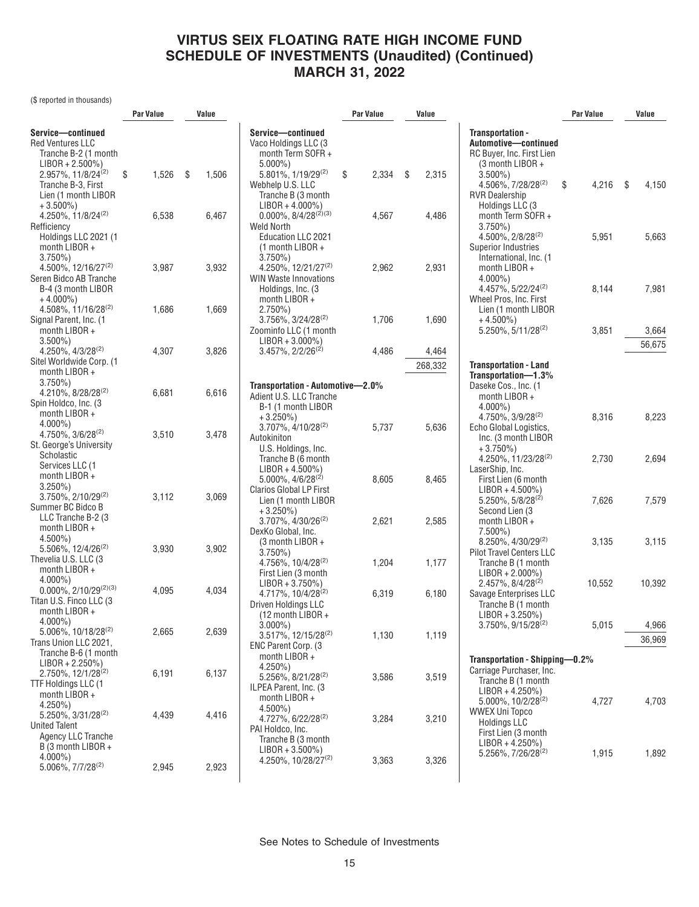# VIRTUS SEIX FLOATING RATE HIGH INCOME FUND SCHEDULE OF INVESTMENTS (Unaudited) (Continued) MARCH 31, 2022

($ reported in thousands)

| | Par Value | Value |
|---|---|---|
| **Service—continued** | | |
| Red Ventures LLC | | |
| Tranche B-2 (1 month LIBOR + 2.500%) 2.957%, 11/8/24[(2)] | $ 1,526 | $ 1,506 |
| Tranche B-3, First Lien (1 month LIBOR + 3.500%) 4.250%, 11/8/24[(2)] | 6,538 | 6,467 |
| Refficiency Holdings LLC 2021 (1 month LIBOR + 3.750%) 4.500%, 12/16/27[(2)] | 3,987 | 3,932 |
| Seren Bidco AB Tranche B-4 (3 month LIBOR + 4.000%) 4.508%, 11/16/28[(2)] | 1,686 | 1,669 |
| Signal Parent, Inc. (1 month LIBOR + 3.500%) 4.250%, 4/3/28[(2)] | 4,307 | 3,826 |
| Sitel Worldwide Corp. (1 month LIBOR + 3.750%) 4.210%, 8/28/28[(2)] | 6,681 | 6,616 |
| Spin Holdco, Inc. (3 month LIBOR + 4.000%) 4.750%, 3/6/28[(2)] | 3,510 | 3,478 |
| St. George's University Scholastic Services LLC (1 month LIBOR + 3.250%) 3.750%, 2/10/29[(2)] | 3,112 | 3,069 |
| Summer BC Bidco B LLC Tranche B-2 (3 month LIBOR + 4.500%) 5.506%, 12/4/26[(2)] | 3,930 | 3,902 |
| Thevelia U.S. LLC (3 month LIBOR + 4.000%) 0.000%, 2/10/29[(2)(3)] | 4,095 | 4,034 |
| Titan U.S. Finco LLC (3 month LIBOR + 4.000%) 5.006%, 10/18/28[(2)] | 2,665 | 2,639 |
| Trans Union LLC 2021, Tranche B-6 (1 month LIBOR + 2.250%) 2.750%, 12/1/28[(2)] | 6,191 | 6,137 |
| TTF Holdings LLC (1 month LIBOR + 4.250%) 5.250%, 3/31/28[(2)] | 4,439 | 4,416 |
| United Talent Agency LLC Tranche B (3 month LIBOR + 4.000%) 5.006%, 7/7/28[(2)] | 2,945 | 2,923 |
| Vaco Holdings LLC (3 month Term SOFR + 5.000%) 5.801%, 1/19/29[(2)] | $ 2,334 | $ 2,315 |
| Webhelp U.S. LLC Tranche B (3 month LIBOR + 4.000%) 0.000%, 8/4/28[(2)(3)] | 4,567 | 4,486 |
| Weld North Education LLC 2021 (1 month LIBOR + 3.750%) 4.250%, 12/21/27[(2)] | 2,962 | 2,931 |
| WIN Waste Innovations Holdings, Inc. (3 month LIBOR + 2.750%) 3.756%, 3/24/28[(2)] | 1,706 | 1,690 |
| Zoominfo LLC (1 month LIBOR + 3.000%) 3.457%, 2/2/26[(2)] | 4,486 | 4,464 |
| | | 268,332 |
| **Transportation - Automotive—2.0%** | | |
| Adient U.S. LLC Tranche B-1 (1 month LIBOR + 3.250%) 3.707%, 4/10/28[(2)] | 5,737 | 5,636 |
| Autokiniton U.S. Holdings, Inc. Tranche B (6 month LIBOR + 4.500%) 5.000%, 4/6/28[(2)] | 8,605 | 8,465 |
| Clarios Global LP First Lien (1 month LIBOR + 3.250%) 3.707%, 4/30/26[(2)] | 2,621 | 2,585 |
| DexKo Global, Inc. | | |
| (3 month LIBOR + 3.750%) 4.756%, 10/4/28[(2)] | 1,204 | 1,177 |
| First Lien (3 month LIBOR + 3.750%) 4.717%, 10/4/28[(2)] | 6,319 | 6,180 |
| Driven Holdings LLC (12 month LIBOR + 3.000%) 3.517%, 12/15/28[(2)] | 1,130 | 1,119 |
| ENC Parent Corp. (3 month LIBOR + 4.250%) 5.256%, 8/21/28[(2)] | 3,586 | 3,519 |
| ILPEA Parent, Inc. (3 month LIBOR + 4.500%) 4.727%, 6/22/28[(2)] | 3,284 | 3,210 |
| PAI Holdco, Inc. Tranche B (3 month LIBOR + 3.500%) 4.250%, 10/28/27[(2)] | 3,363 | 3,326 |
| **Transportation - Automotive—continued** | | |
| RC Buyer, Inc. First Lien (3 month LIBOR + 3.500%) 4.506%, 7/28/28[(2)] | $ 4,216 | $ 4,150 |
| RVR Dealership Holdings LLC (3 month Term SOFR + 3.750%) 4.500%, 2/8/28[(2)] | 5,951 | 5,663 |
| Superior Industries International, Inc. (1 month LIBOR + 4.000%) 4.457%, 5/22/24[(2)] | 8,144 | 7,981 |
| Wheel Pros, Inc. First Lien (1 month LIBOR + 4.500%) 5.250%, 5/11/28[(2)] | 3,851 | 3,664 |
| | | 56,675 |
| **Transportation - Land Transportation—1.3%** | | |
| Daseke Cos., Inc. (1 month LIBOR + 4.000%) 4.750%, 3/9/28[(2)] | 8,316 | 8,223 |
| Echo Global Logistics, Inc. (3 month LIBOR + 3.750%) 4.250%, 11/23/28[(2)] | 2,730 | 2,694 |
| LaserShip, Inc. | | |
| First Lien (6 month LIBOR + 4.500%) 5.250%, 5/8/28[(2)] | 7,626 | 7,579 |
| Second Lien (3 month LIBOR + 7.500%) 8.250%, 4/30/29[(2)] | 3,135 | 3,115 |
| Pilot Travel Centers LLC Tranche B (1 month LIBOR + 2.000%) 2.457%, 8/4/28[(2)] | 10,552 | 10,392 |
| Savage Enterprises LLC Tranche B (1 month LIBOR + 3.250%) 3.750%, 9/15/28[(2)] | 5,015 | 4,966 |
| | | 36,969 |
| **Transportation - Shipping—0.2%** | | |
| Carriage Purchaser, Inc. Tranche B (1 month LIBOR + 4.250%) 5.000%, 10/2/28[(2)] | 4,727 | 4,703 |
| WWEX Uni Topco Holdings LLC First Lien (3 month LIBOR + 4.250%) 5.256%, 7/26/28[(2)] | 1,915 | 1,892 |

See Notes to Schedule of Investments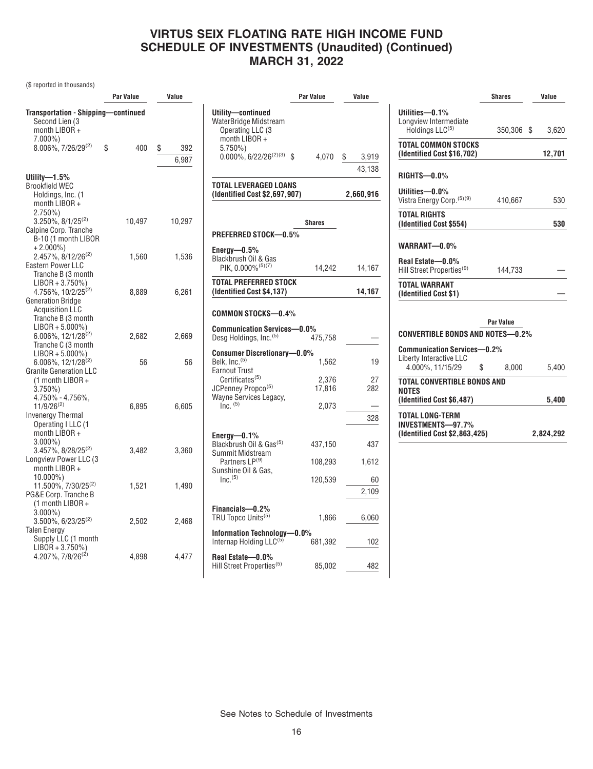# VIRTUS SEIX FLOATING RATE HIGH INCOME FUND
# SCHEDULE OF INVESTMENTS (Unaudited) (Continued)
# MARCH 31, 2022

($ reported in thousands)

| | Par Value | Value |
|---|---|---|
| **Transportation - Shipping—continued** | | |
| Second Lien (3 month LIBOR + 7.000%) 8.006%, 7/26/29[(2)] | $ 400 | $ 392 |
| | | 6,987 |
| **Utility—1.5%** | | |
| Brookfield WEC Holdings, Inc. (1 month LIBOR + 2.750%) 3.250%, 8/1/25[(2)] | 10,497 | 10,297 |
| Calpine Corp. Tranche B-10 (1 month LIBOR + 2.000%) 2.457%, 8/12/26[(2)] | 1,560 | 1,536 |
| Eastern Power LLC Tranche B (3 month LIBOR + 3.750%) 4.756%, 10/2/25[(2)] | 8,889 | 6,261 |
| Generation Bridge Acquisition LLC | | |
| Tranche B (3 month LIBOR + 5.000%) 6.006%, 12/1/28[(2)] | 2,682 | 2,669 |
| Tranche C (3 month LIBOR + 5.000%) 6.006%, 12/1/28[(2)] | 56 | 56 |
| Granite Generation LLC (1 month LIBOR + 3.750%) 4.750% - 4.756%, 11/9/26[(2)] | 6,895 | 6,605 |
| Invenergy Thermal Operating I LLC (1 month LIBOR + 3.000%) 3.457%, 8/28/25[(2)] | 3,482 | 3,360 |
| Longview Power LLC (3 month LIBOR + 10.000%) 11.500%, 7/30/25[(2)] | 1,521 | 1,490 |
| PG&E Corp. Tranche B (1 month LIBOR + 3.000%) 3.500%, 6/23/25[(2)] | 2,502 | 2,468 |
| Talen Energy Supply LLC (1 month LIBOR + 3.750%) 4.207%, 7/8/26[(2)] | 4,898 | 4,477 |
| **Utility—continued** | | |
| WaterBridge Midstream Operating LLC (3 month LIBOR + 5.750%) 0.000%, 6/22/26[(2)(3)] | $ 4,070 | $ 3,919 |
| | | 43,138 |
| **TOTAL LEVERAGED LOANS (Identified Cost $2,697,907)** | | **2,660,916** |

| | Shares | Value |
|---|---|---|
| **PREFERRED STOCK—0.5%** | | |
| **Energy—0.5%** | | |
| Blackbrush Oil & Gas PIK, 0.000%[(5)(7)] | 14,242 | 14,167 |
| **TOTAL PREFERRED STOCK (Identified Cost $4,137)** | | **14,167** |
| **COMMON STOCKS—0.4%** | | |
| **Communication Services—0.0%** | | |
| Desg Holdings, Inc.[(5)] | 475,758 | — |
| **Consumer Discretionary—0.0%** | | |
| Belk, Inc.[(5)] | 1,562 | 19 |
| Earnout Trust Certificates[(5)] | 2,376 | 27 |
| JCPenney Propco[(5)] | 17,816 | 282 |
| Wayne Services Legacy, Inc. [(5)] | 2,073 | — |
| | | 328 |
| **Energy—0.1%** | | |
| Blackbrush Oil & Gas[(5)] | 437,150 | 437 |
| Summit Midstream Partners LP[(9)] | 108,293 | 1,612 |
| Sunshine Oil & Gas, Inc.[(5)] | 120,539 | 60 |
| | | 2,109 |
| **Financials—0.2%** | | |
| TRU Topco Units[(5)] | 1,866 | 6,060 |
| **Information Technology—0.0%** | | |
| Internap Holding LLC[(5)] | 681,392 | 102 |
| **Real Estate—0.0%** | | |
| Hill Street Properties[(5)] | 85,002 | 482 |
| **Utilities—0.1%** | | |
| Longview Intermediate Holdings LLC[(5)] | 350,306 | $ 3,620 |
| **TOTAL COMMON STOCKS (Identified Cost $16,702)** | | **12,701** |
| **RIGHTS—0.0%** | | |
| **Utilities—0.0%** | | |
| Vistra Energy Corp.[(5)(9)] | 410,667 | 530 |
| **TOTAL RIGHTS (Identified Cost $554)** | | **530** |
| **WARRANT—0.0%** | | |
| **Real Estate—0.0%** | | |
| Hill Street Properties[(9)] | 144,733 | — |
| **TOTAL WARRANT (Identified Cost $1)** | | **—** |

| | Par Value | Value |
|---|---|---|
| **CONVERTIBLE BONDS AND NOTES—0.2%** | | |
| **Communication Services—0.2%** | | |
| Liberty Interactive LLC 4.000%, 11/15/29 | $ 8,000 | 5,400 |
| **TOTAL CONVERTIBLE BONDS AND NOTES (Identified Cost $6,487)** | | **5,400** |
| **TOTAL LONG-TERM INVESTMENTS—97.7% (Identified Cost $2,863,425)** | | **2,824,292** |

See Notes to Schedule of Investments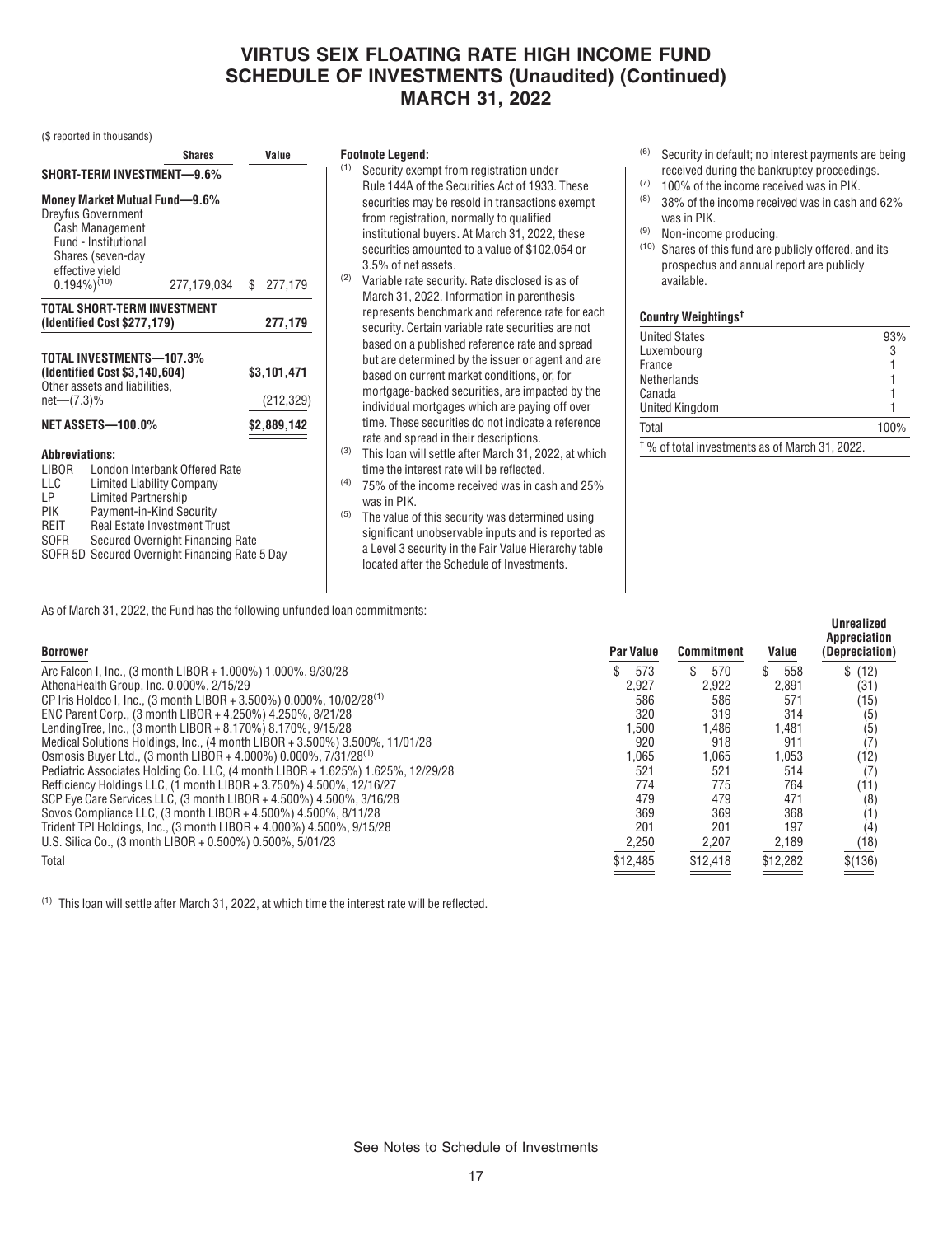# VIRTUS SEIX FLOATING RATE HIGH INCOME FUND
## SCHEDULE OF INVESTMENTS (Unaudited) (Continued)
## MARCH 31, 2022

($ reported in thousands)

| | Shares | Value |
|---|---|---|
| **SHORT-TERM INVESTMENT—9.6%** | | |
| **Money Market Mutual Fund—9.6%** | | |
| Dreyfus Government Cash Management Fund - Institutional Shares (seven-day effective yield 0.194%)[10] | 277,179,034 | $ 277,179 |
| **TOTAL SHORT-TERM INVESTMENT (Identified Cost $277,179)** | | **277,179** |
| **TOTAL INVESTMENTS—107.3% (Identified Cost $3,140,604)** | | **$3,101,471** |
| Other assets and liabilities, net—(7.3)% | | (212,329) |
| **NET ASSETS—100.0%** | | **$2,889,142** |

**Abbreviations:**

- LIBOR London Interbank Offered Rate
- LLC Limited Liability Company
- LP Limited Partnership
- PIK Payment-in-Kind Security
- REIT Real Estate Investment Trust
- SOFR Secured Overnight Financing Rate
- SOFR 5D Secured Overnight Financing Rate 5 Day

**Footnote Legend:**

(1) Security exempt from registration under Rule 144A of the Securities Act of 1933. These securities may be resold in transactions exempt from registration, normally to qualified institutional buyers. At March 31, 2022, these securities amounted to a value of $102,054 or 3.5% of net assets.

(2) Variable rate security. Rate disclosed is as of March 31, 2022. Information in parenthesis represents benchmark and reference rate for each security. Certain variable rate securities are not based on a published reference rate and spread but are determined by the issuer or agent and are based on current market conditions, or, for mortgage-backed securities, are impacted by the individual mortgages which are paying off over time. These securities do not indicate a reference rate and spread in their descriptions.

(3) This loan will settle after March 31, 2022, at which time the interest rate will be reflected.

(4) 75% of the income received was in cash and 25% was in PIK.

(5) The value of this security was determined using significant unobservable inputs and is reported as a Level 3 security in the Fair Value Hierarchy table located after the Schedule of Investments.

(6) Security in default; no interest payments are being received during the bankruptcy proceedings.

(7) 100% of the income received was in PIK.

(8) 38% of the income received was in cash and 62% was in PIK.

(9) Non-income producing.

(10) Shares of this fund are publicly offered, and its prospectus and annual report are publicly available.

| **Country Weightings†** | |
|---|---|
| United States | 93% |
| Luxembourg | 3 |
| France | 1 |
| Netherlands | 1 |
| Canada | 1 |
| United Kingdom | 1 |
| Total | 100% |

† % of total investments as of March 31, 2022.

As of March 31, 2022, the Fund has the following unfunded loan commitments:

| Borrower | Par Value | Commitment | Value | Unrealized Appreciation (Depreciation) |
|---|---|---|---|---|
| Arc Falcon I, Inc., (3 month LIBOR + 1.000%) 1.000%, 9/30/28 | $ 573 | $ 570 | $ 558 | $ (12) |
| AthenaHealth Group, Inc. 0.000%, 2/15/29 | 2,927 | 2,922 | 2,891 | (31) |
| CP Iris Holdco I, Inc., (3 month LIBOR + 3.500%) 0.000%, 10/02/28[(1)] | 586 | 586 | 571 | (15) |
| ENC Parent Corp., (3 month LIBOR + 4.250%) 4.250%, 8/21/28 | 320 | 319 | 314 | (5) |
| LendingTree, Inc., (3 month LIBOR + 8.170%) 8.170%, 9/15/28 | 1,500 | 1,486 | 1,481 | (5) |
| Medical Solutions Holdings, Inc., (4 month LIBOR + 3.500%) 3.500%, 11/01/28 | 920 | 918 | 911 | (7) |
| Osmosis Buyer Ltd., (3 month LIBOR + 4.000%) 0.000%, 7/31/28[(1)] | 1,065 | 1,065 | 1,053 | (12) |
| Pediatric Associates Holding Co. LLC, (4 month LIBOR + 1.625%) 1.625%, 12/29/28 | 521 | 521 | 514 | (7) |
| Refficiency Holdings LLC, (1 month LIBOR + 3.750%) 4.500%, 12/16/27 | 774 | 775 | 764 | (11) |
| SCP Eye Care Services LLC, (3 month LIBOR + 4.500%) 4.500%, 3/16/28 | 479 | 479 | 471 | (8) |
| Sovos Compliance LLC, (3 month LIBOR + 4.500%) 4.500%, 8/11/28 | 369 | 369 | 368 | (1) |
| Trident TPI Holdings, Inc., (3 month LIBOR + 4.000%) 4.500%, 9/15/28 | 201 | 201 | 197 | (4) |
| U.S. Silica Co., (3 month LIBOR + 0.500%) 0.500%, 5/01/23 | 2,250 | 2,207 | 2,189 | (18) |
| Total | $12,485 | $12,418 | $12,282 | $(136) |

(1) This loan will settle after March 31, 2022, at which time the interest rate will be reflected.

See Notes to Schedule of Investments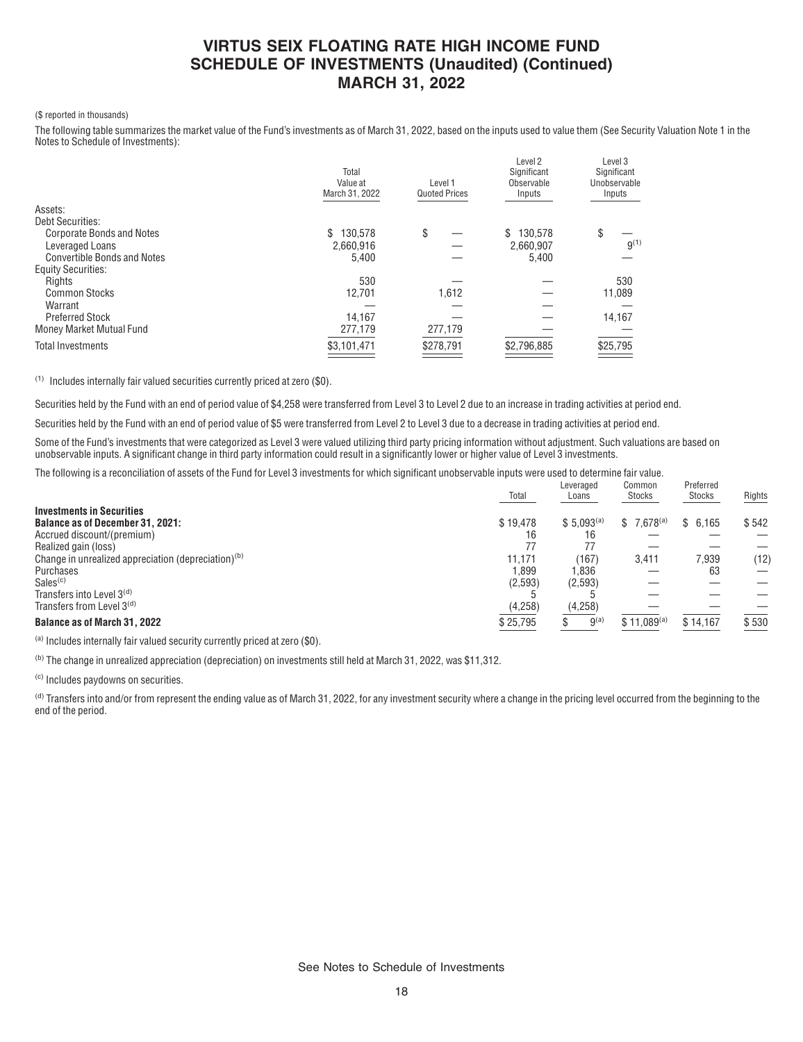# VIRTUS SEIX FLOATING RATE HIGH INCOME FUND SCHEDULE OF INVESTMENTS (Unaudited) (Continued) MARCH 31, 2022

($ reported in thousands)

The following table summarizes the market value of the Fund's investments as of March 31, 2022, based on the inputs used to value them (See Security Valuation Note 1 in the Notes to Schedule of Investments):

| | Total Value at March 31, 2022 | Level 1 Quoted Prices | Level 2 Significant Observable Inputs | Level 3 Significant Unobservable Inputs |
|---|---|---|---|---|
| Assets: | | | | |
| Debt Securities: | | | | |
| Corporate Bonds and Notes | $ 130,578 | $ — | $ 130,578 | $ — |
| Leveraged Loans | 2,660,916 | — | 2,660,907 | 9[(1)] |
| Convertible Bonds and Notes | 5,400 | — | 5,400 | — |
| Equity Securities: | | | | |
| Rights | 530 | — | — | 530 |
| Common Stocks | 12,701 | 1,612 | — | 11,089 |
| Warrant | — | — | — | — |
| Preferred Stock | 14,167 | — | — | 14,167 |
| Money Market Mutual Fund | 277,179 | 277,179 | — | — |
| Total Investments | $3,101,471 | $278,791 | $2,796,885 | $25,795 |

(1) Includes internally fair valued securities currently priced at zero ($0).

Securities held by the Fund with an end of period value of $4,258 were transferred from Level 3 to Level 2 due to an increase in trading activities at period end.

Securities held by the Fund with an end of period value of $5 were transferred from Level 2 to Level 3 due to a decrease in trading activities at period end.

Some of the Fund's investments that were categorized as Level 3 were valued utilizing third party pricing information without adjustment. Such valuations are based on unobservable inputs. A significant change in third party information could result in a significantly lower or higher value of Level 3 investments.

The following is a reconciliation of assets of the Fund for Level 3 investments for which significant unobservable inputs were used to determine fair value.

| | Total | Leveraged Loans | Common Stocks | Preferred Stocks | Rights |
|---|---|---|---|---|---|
| **Investments in Securities** | | | | | |
| **Balance as of December 31, 2021:** | $ 19,478 | $ 5,093[(a)] | $ 7,678[(a)] | $ 6,165 | $ 542 |
| Accrued discount/(premium) | 16 | 16 | — | — | — |
| Realized gain (loss) | 77 | 77 | — | — | — |
| Change in unrealized appreciation (depreciation)[(b)] | 11,171 | (167) | 3,411 | 7,939 | (12) |
| Purchases | 1,899 | 1,836 | — | 63 | — |
| Sales[(c)] | (2,593) | (2,593) | — | — | — |
| Transfers into Level 3[(d)] | 5 | 5 | — | — | — |
| Transfers from Level 3[(d)] | (4,258) | (4,258) | — | — | — |
| **Balance as of March 31, 2022** | $ 25,795 | $ 9[(a)] | $ 11,089[(a)] | $ 14,167 | $ 530 |

(a) Includes internally fair valued security currently priced at zero ($0).

(b) The change in unrealized appreciation (depreciation) on investments still held at March 31, 2022, was $11,312.

(c) Includes paydowns on securities.

(d) Transfers into and/or from represent the ending value as of March 31, 2022, for any investment security where a change in the pricing level occurred from the beginning to the end of the period.

See Notes to Schedule of Investments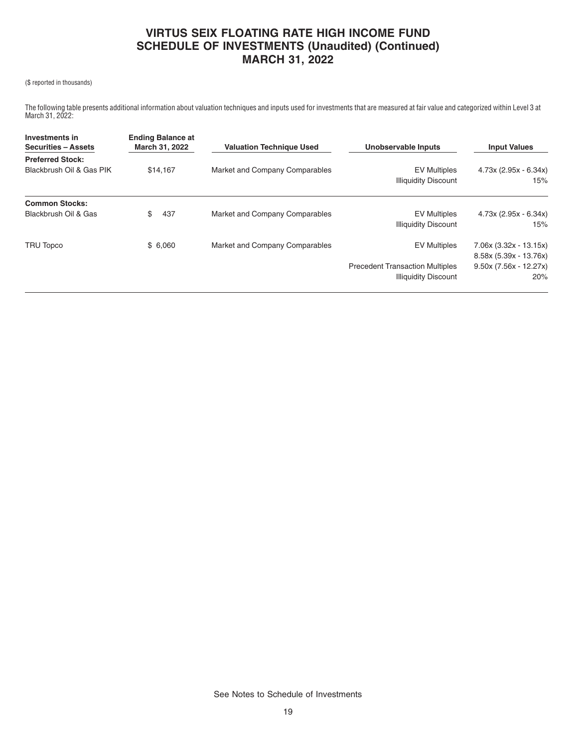# VIRTUS SEIX FLOATING RATE HIGH INCOME FUND
## SCHEDULE OF INVESTMENTS (Unaudited) (Continued)
## MARCH 31, 2022

($ reported in thousands)

The following table presents additional information about valuation techniques and inputs used for investments that are measured at fair value and categorized within Level 3 at March 31, 2022:

| Investments in Securities – Assets | Ending Balance at March 31, 2022 | Valuation Technique Used | Unobservable Inputs | Input Values |
|---|---|---|---|---|
| **Preferred Stock:** | | | | |
| Blackbrush Oil & Gas PIK | $14,167 | Market and Company Comparables | EV Multiples | 4.73x (2.95x - 6.34x) |
| | | | Illiquidity Discount | 15% |
| **Common Stocks:** | | | | |
| Blackbrush Oil & Gas | $ 437 | Market and Company Comparables | EV Multiples | 4.73x (2.95x - 6.34x) |
| | | | Illiquidity Discount | 15% |
| TRU Topco | $ 6,060 | Market and Company Comparables | EV Multiples | 7.06x (3.32x - 13.15x) |
| | | | | 8.58x (5.39x - 13.76x) |
| | | | Precedent Transaction Multiples | 9.50x (7.56x - 12.27x) |
| | | | Illiquidity Discount | 20% |

See Notes to Schedule of Investments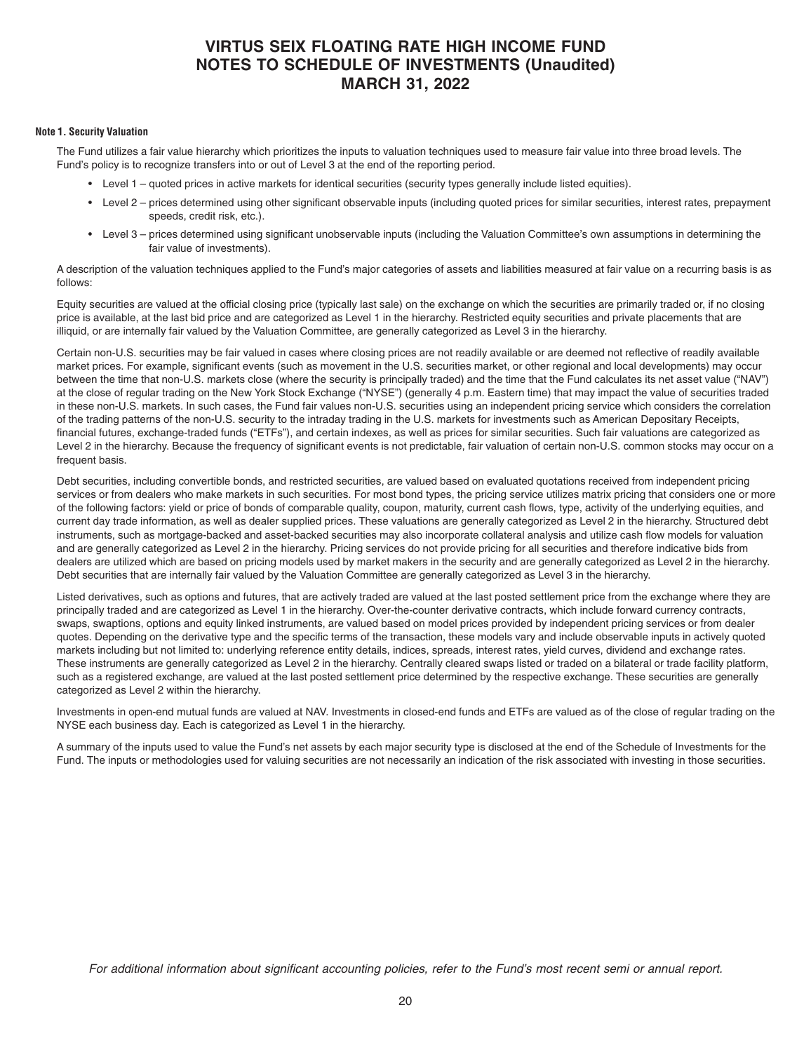# VIRTUS SEIX FLOATING RATE HIGH INCOME FUND
# NOTES TO SCHEDULE OF INVESTMENTS (Unaudited)
# MARCH 31, 2022

**Note 1. Security Valuation**

The Fund utilizes a fair value hierarchy which prioritizes the inputs to valuation techniques used to measure fair value into three broad levels. The Fund's policy is to recognize transfers into or out of Level 3 at the end of the reporting period.

- Level 1 – quoted prices in active markets for identical securities (security types generally include listed equities).
- Level 2 – prices determined using other significant observable inputs (including quoted prices for similar securities, interest rates, prepayment speeds, credit risk, etc.).
- Level 3 – prices determined using significant unobservable inputs (including the Valuation Committee's own assumptions in determining the fair value of investments).

A description of the valuation techniques applied to the Fund's major categories of assets and liabilities measured at fair value on a recurring basis is as follows:

Equity securities are valued at the official closing price (typically last sale) on the exchange on which the securities are primarily traded or, if no closing price is available, at the last bid price and are categorized as Level 1 in the hierarchy. Restricted equity securities and private placements that are illiquid, or are internally fair valued by the Valuation Committee, are generally categorized as Level 3 in the hierarchy.

Certain non-U.S. securities may be fair valued in cases where closing prices are not readily available or are deemed not reflective of readily available market prices. For example, significant events (such as movement in the U.S. securities market, or other regional and local developments) may occur between the time that non-U.S. markets close (where the security is principally traded) and the time that the Fund calculates its net asset value ("NAV") at the close of regular trading on the New York Stock Exchange ("NYSE") (generally 4 p.m. Eastern time) that may impact the value of securities traded in these non-U.S. markets. In such cases, the Fund fair values non-U.S. securities using an independent pricing service which considers the correlation of the trading patterns of the non-U.S. security to the intraday trading in the U.S. markets for investments such as American Depositary Receipts, financial futures, exchange-traded funds ("ETFs"), and certain indexes, as well as prices for similar securities. Such fair valuations are categorized as Level 2 in the hierarchy. Because the frequency of significant events is not predictable, fair valuation of certain non-U.S. common stocks may occur on a frequent basis.

Debt securities, including convertible bonds, and restricted securities, are valued based on evaluated quotations received from independent pricing services or from dealers who make markets in such securities. For most bond types, the pricing service utilizes matrix pricing that considers one or more of the following factors: yield or price of bonds of comparable quality, coupon, maturity, current cash flows, type, activity of the underlying equities, and current day trade information, as well as dealer supplied prices. These valuations are generally categorized as Level 2 in the hierarchy. Structured debt instruments, such as mortgage-backed and asset-backed securities may also incorporate collateral analysis and utilize cash flow models for valuation and are generally categorized as Level 2 in the hierarchy. Pricing services do not provide pricing for all securities and therefore indicative bids from dealers are utilized which are based on pricing models used by market makers in the security and are generally categorized as Level 2 in the hierarchy. Debt securities that are internally fair valued by the Valuation Committee are generally categorized as Level 3 in the hierarchy.

Listed derivatives, such as options and futures, that are actively traded are valued at the last posted settlement price from the exchange where they are principally traded and are categorized as Level 1 in the hierarchy. Over-the-counter derivative contracts, which include forward currency contracts, swaps, swaptions, options and equity linked instruments, are valued based on model prices provided by independent pricing services or from dealer quotes. Depending on the derivative type and the specific terms of the transaction, these models vary and include observable inputs in actively quoted markets including but not limited to: underlying reference entity details, indices, spreads, interest rates, yield curves, dividend and exchange rates. These instruments are generally categorized as Level 2 in the hierarchy. Centrally cleared swaps listed or traded on a bilateral or trade facility platform, such as a registered exchange, are valued at the last posted settlement price determined by the respective exchange. These securities are generally categorized as Level 2 within the hierarchy.

Investments in open-end mutual funds are valued at NAV. Investments in closed-end funds and ETFs are valued as of the close of regular trading on the NYSE each business day. Each is categorized as Level 1 in the hierarchy.

A summary of the inputs used to value the Fund's net assets by each major security type is disclosed at the end of the Schedule of Investments for the Fund. The inputs or methodologies used for valuing securities are not necessarily an indication of the risk associated with investing in those securities.

*For additional information about significant accounting policies, refer to the Fund's most recent semi or annual report.*